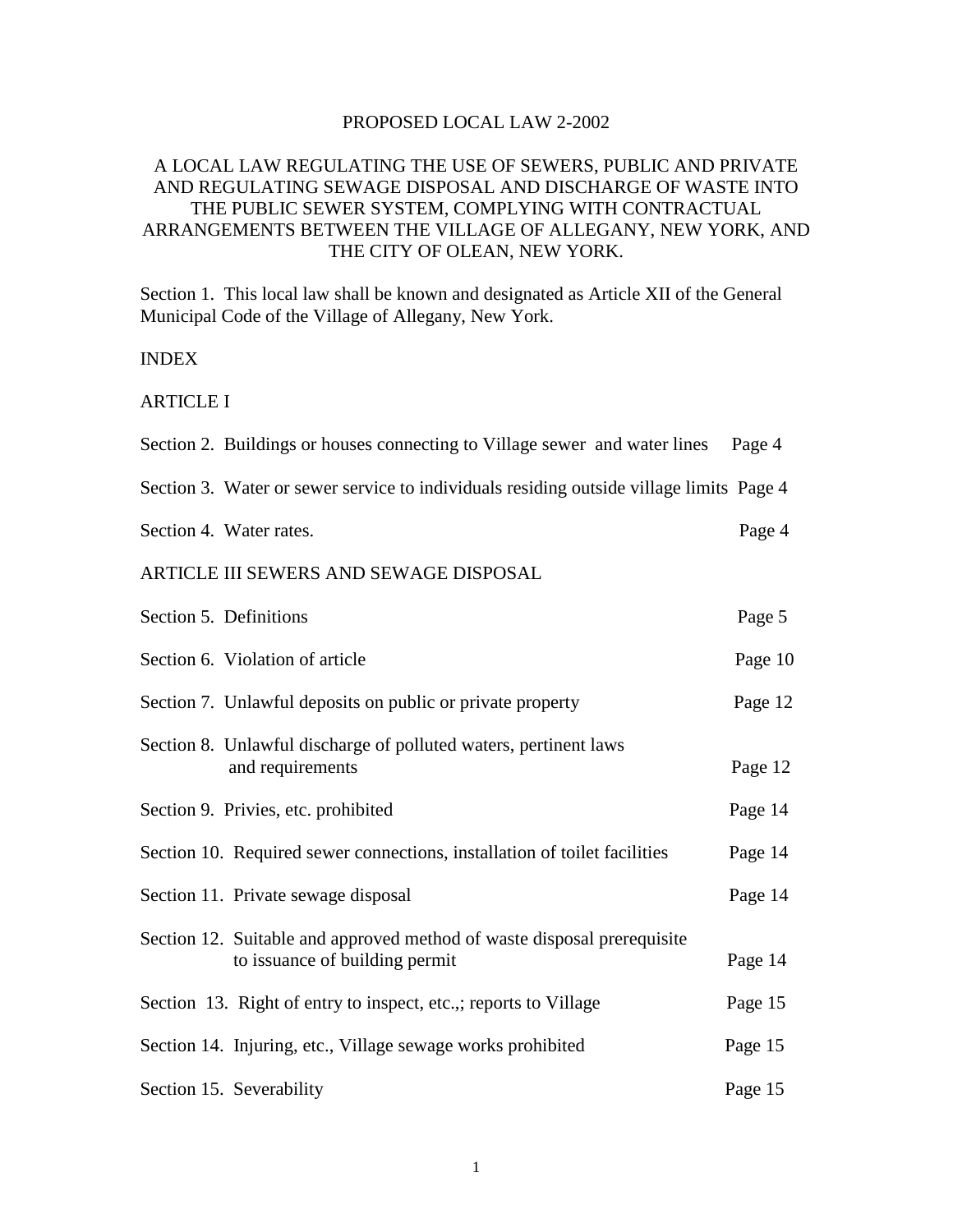PROPOSED LOCAL LAW 2-2002

A LOCAL LAW REGULATING THE USE OF SEWERS, PUBLIC AND PRIVATE AND REGULATING SEWAGE DISPOSAL AND DISCHARGE OF WASTE INTO THE PUBLIC SEWER SYSTEM, COMPLYING WITH CONTRACTUAL ARRANGEMENTS BETWEEN THE VILLAGE OF ALLEGANY, NEW YORK, AND THE CITY OF OLEAN, NEW YORK.

Section 1. This local law shall be known and designated as Article XII of the General Municipal Code of the Village of Allegany, New York.

INDEX

ARTICLE I

| | |
|---|---|
| Section 2. Buildings or houses connecting to Village sewer and water lines | Page 4 |
| Section 3. Water or sewer service to individuals residing outside village limits | Page 4 |
| Section 4. Water rates. | Page 4 |

ARTICLE III SEWERS AND SEWAGE DISPOSAL

| | |
|---|---|
| Section 5. Definitions | Page 5 |
| Section 6. Violation of article | Page 10 |
| Section 7. Unlawful deposits on public or private property | Page 12 |
| Section 8. Unlawful discharge of polluted waters, pertinent laws and requirements | Page 12 |
| Section 9. Privies, etc. prohibited | Page 14 |
| Section 10. Required sewer connections, installation of toilet facilities | Page 14 |
| Section 11. Private sewage disposal | Page 14 |
| Section 12. Suitable and approved method of waste disposal prerequisite to issuance of building permit | Page 14 |
| Section 13. Right of entry to inspect, etc.,; reports to Village | Page 15 |
| Section 14. Injuring, etc., Village sewage works prohibited | Page 15 |
| Section 15. Severability | Page 15 |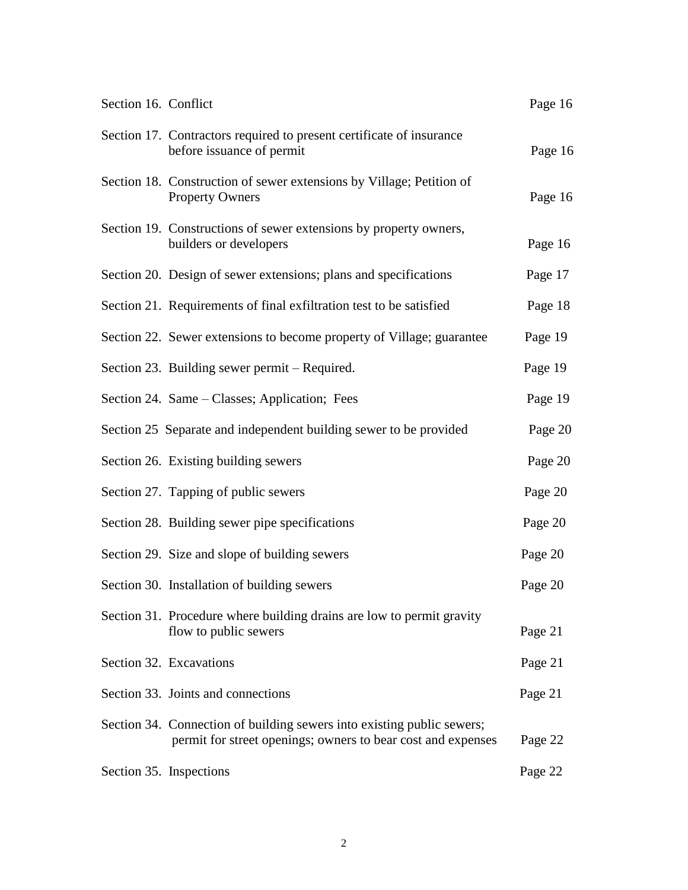| Section | Title | Page |
|---|---|---|
| Section 16. | Conflict | Page 16 |
| Section 17. | Contractors required to present certificate of insurance before issuance of permit | Page 16 |
| Section 18. | Construction of sewer extensions by Village; Petition of Property Owners | Page 16 |
| Section 19. | Constructions of sewer extensions by property owners, builders or developers | Page 16 |
| Section 20. | Design of sewer extensions; plans and specifications | Page 17 |
| Section 21. | Requirements of final exfiltration test to be satisfied | Page 18 |
| Section 22. | Sewer extensions to become property of Village; guarantee | Page 19 |
| Section 23. | Building sewer permit – Required. | Page 19 |
| Section 24. | Same – Classes; Application; Fees | Page 19 |
| Section 25 | Separate and independent building sewer to be provided | Page 20 |
| Section 26. | Existing building sewers | Page 20 |
| Section 27. | Tapping of public sewers | Page 20 |
| Section 28. | Building sewer pipe specifications | Page 20 |
| Section 29. | Size and slope of building sewers | Page 20 |
| Section 30. | Installation of building sewers | Page 20 |
| Section 31. | Procedure where building drains are low to permit gravity flow to public sewers | Page 21 |
| Section 32. | Excavations | Page 21 |
| Section 33. | Joints and connections | Page 21 |
| Section 34. | Connection of building sewers into existing public sewers; permit for street openings; owners to bear cost and expenses | Page 22 |
| Section 35. | Inspections | Page 22 |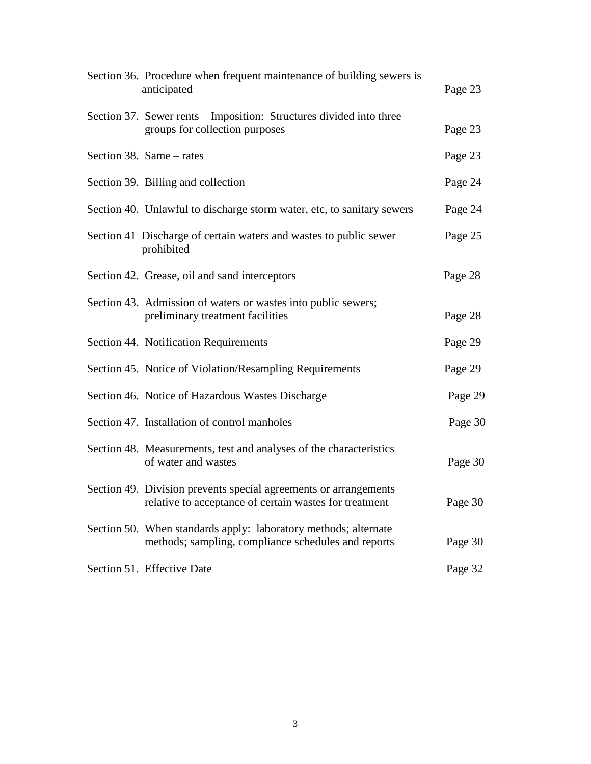| | |
|---|---|
| Section 36. Procedure when frequent maintenance of building sewers is anticipated | Page 23 |
| Section 37. Sewer rents – Imposition: Structures divided into three groups for collection purposes | Page 23 |
| Section 38. Same – rates | Page 23 |
| Section 39. Billing and collection | Page 24 |
| Section 40. Unlawful to discharge storm water, etc, to sanitary sewers | Page 24 |
| Section 41 Discharge of certain waters and wastes to public sewer prohibited | Page 25 |
| Section 42. Grease, oil and sand interceptors | Page 28 |
| Section 43. Admission of waters or wastes into public sewers; preliminary treatment facilities | Page 28 |
| Section 44. Notification Requirements | Page 29 |
| Section 45. Notice of Violation/Resampling Requirements | Page 29 |
| Section 46. Notice of Hazardous Wastes Discharge | Page 29 |
| Section 47. Installation of control manholes | Page 30 |
| Section 48. Measurements, test and analyses of the characteristics of water and wastes | Page 30 |
| Section 49. Division prevents special agreements or arrangements relative to acceptance of certain wastes for treatment | Page 30 |
| Section 50. When standards apply: laboratory methods; alternate methods; sampling, compliance schedules and reports | Page 30 |
| Section 51. Effective Date | Page 32 |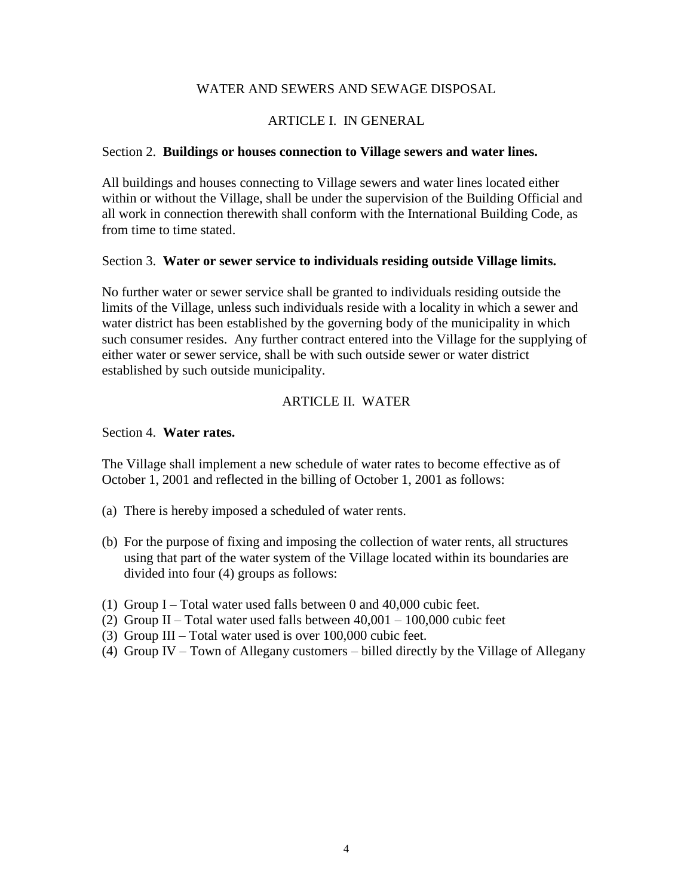# WATER AND SEWERS AND SEWAGE DISPOSAL

## ARTICLE I. IN GENERAL

Section 2. **Buildings or houses connection to Village sewers and water lines.**

All buildings and houses connecting to Village sewers and water lines located either within or without the Village, shall be under the supervision of the Building Official and all work in connection therewith shall conform with the International Building Code, as from time to time stated.

Section 3. **Water or sewer service to individuals residing outside Village limits.**

No further water or sewer service shall be granted to individuals residing outside the limits of the Village, unless such individuals reside with a locality in which a sewer and water district has been established by the governing body of the municipality in which such consumer resides. Any further contract entered into the Village for the supplying of either water or sewer service, shall be with such outside sewer or water district established by such outside municipality.

## ARTICLE II. WATER

Section 4. **Water rates.**

The Village shall implement a new schedule of water rates to become effective as of October 1, 2001 and reflected in the billing of October 1, 2001 as follows:

(a) There is hereby imposed a scheduled of water rents.

(b) For the purpose of fixing and imposing the collection of water rents, all structures using that part of the water system of the Village located within its boundaries are divided into four (4) groups as follows:

(1) Group I – Total water used falls between 0 and 40,000 cubic feet.
(2) Group II – Total water used falls between 40,001 – 100,000 cubic feet
(3) Group III – Total water used is over 100,000 cubic feet.
(4) Group IV – Town of Allegany customers – billed directly by the Village of Allegany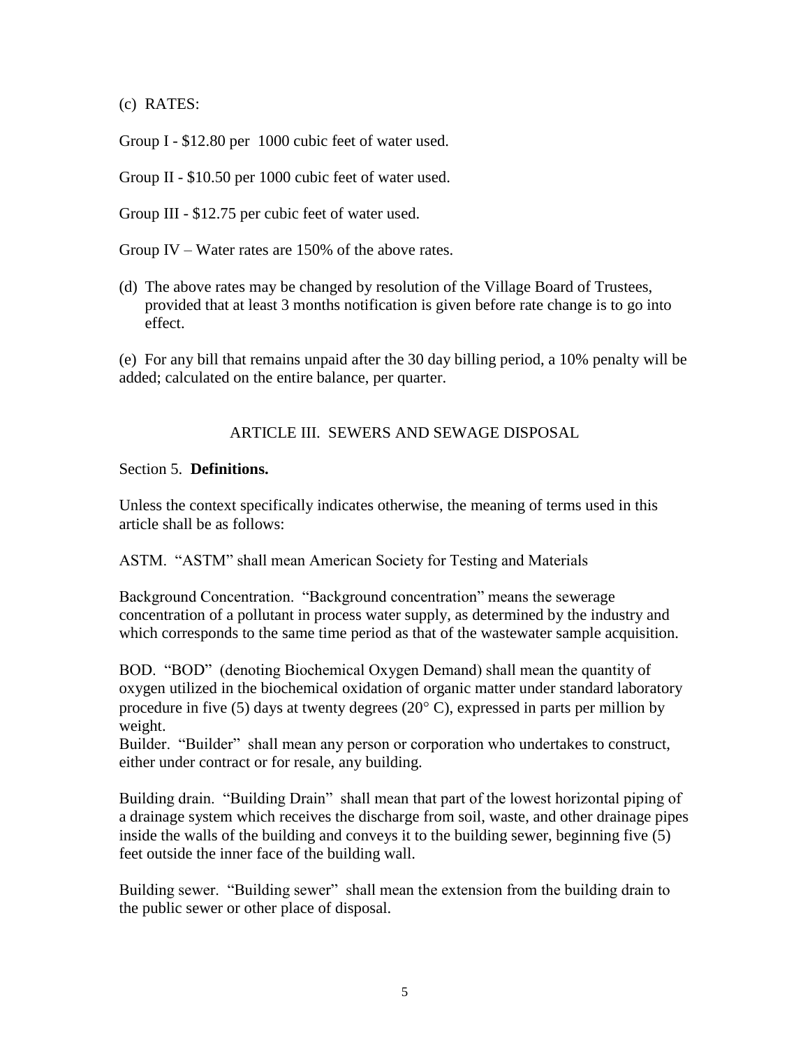(c) RATES:

Group I - $12.80 per 1000 cubic feet of water used.

Group II - $10.50 per 1000 cubic feet of water used.

Group III - $12.75 per cubic feet of water used.

Group IV – Water rates are 150% of the above rates.

(d) The above rates may be changed by resolution of the Village Board of Trustees, provided that at least 3 months notification is given before rate change is to go into effect.

(e) For any bill that remains unpaid after the 30 day billing period, a 10% penalty will be added; calculated on the entire balance, per quarter.

## ARTICLE III. SEWERS AND SEWAGE DISPOSAL

Section 5. **Definitions.**

Unless the context specifically indicates otherwise, the meaning of terms used in this article shall be as follows:

ASTM. "ASTM" shall mean American Society for Testing and Materials

Background Concentration. "Background concentration" means the sewerage concentration of a pollutant in process water supply, as determined by the industry and which corresponds to the same time period as that of the wastewater sample acquisition.

BOD. "BOD" (denoting Biochemical Oxygen Demand) shall mean the quantity of oxygen utilized in the biochemical oxidation of organic matter under standard laboratory procedure in five (5) days at twenty degrees (20° C), expressed in parts per million by weight.

Builder. "Builder" shall mean any person or corporation who undertakes to construct, either under contract or for resale, any building.

Building drain. "Building Drain" shall mean that part of the lowest horizontal piping of a drainage system which receives the discharge from soil, waste, and other drainage pipes inside the walls of the building and conveys it to the building sewer, beginning five (5) feet outside the inner face of the building wall.

Building sewer. "Building sewer" shall mean the extension from the building drain to the public sewer or other place of disposal.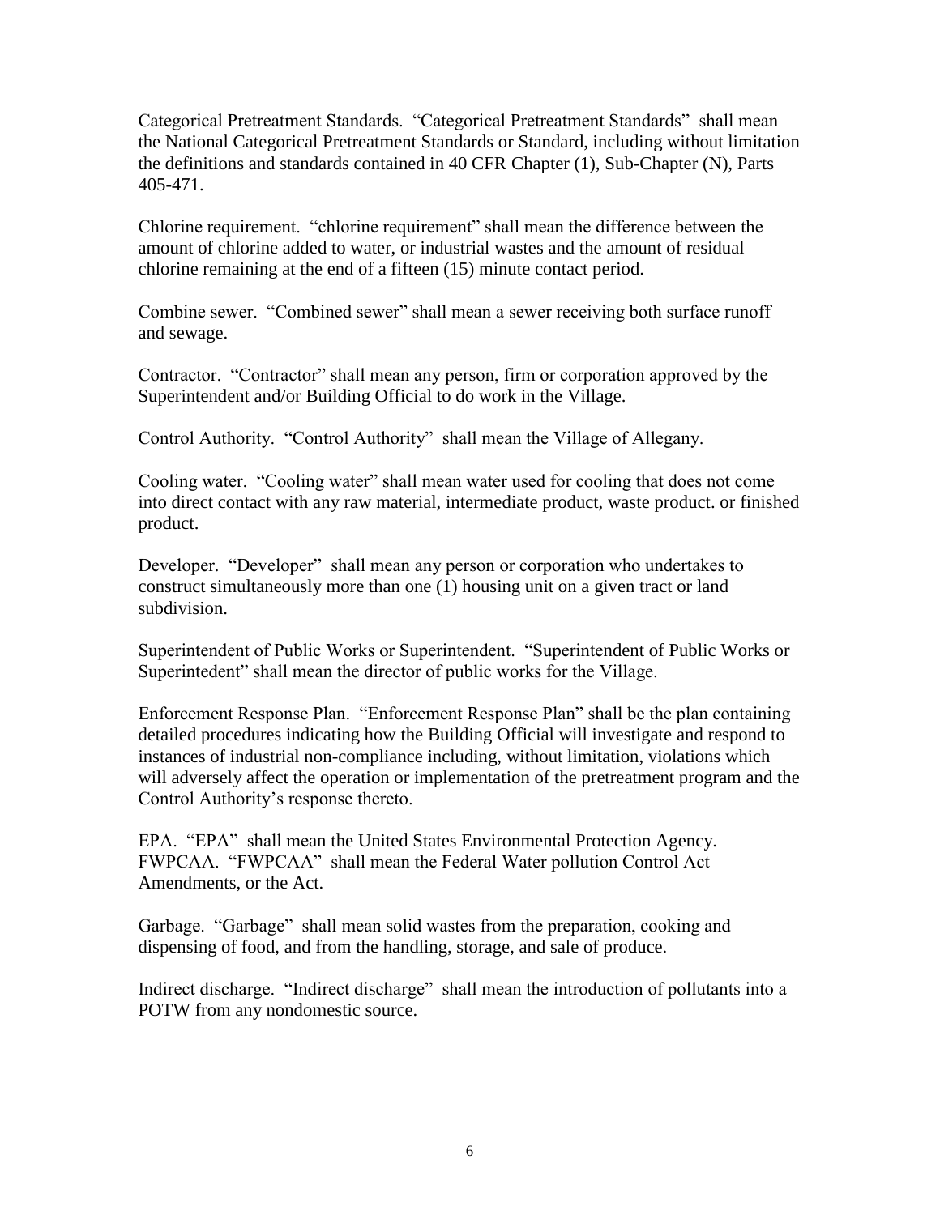Categorical Pretreatment Standards. "Categorical Pretreatment Standards" shall mean the National Categorical Pretreatment Standards or Standard, including without limitation the definitions and standards contained in 40 CFR Chapter (1), Sub-Chapter (N), Parts 405-471.

Chlorine requirement. "chlorine requirement" shall mean the difference between the amount of chlorine added to water, or industrial wastes and the amount of residual chlorine remaining at the end of a fifteen (15) minute contact period.

Combine sewer. "Combined sewer" shall mean a sewer receiving both surface runoff and sewage.

Contractor. "Contractor" shall mean any person, firm or corporation approved by the Superintendent and/or Building Official to do work in the Village.

Control Authority. "Control Authority" shall mean the Village of Allegany.

Cooling water. "Cooling water" shall mean water used for cooling that does not come into direct contact with any raw material, intermediate product, waste product. or finished product.

Developer. "Developer" shall mean any person or corporation who undertakes to construct simultaneously more than one (1) housing unit on a given tract or land subdivision.

Superintendent of Public Works or Superintendent. "Superintendent of Public Works or Superintedent" shall mean the director of public works for the Village.

Enforcement Response Plan. "Enforcement Response Plan" shall be the plan containing detailed procedures indicating how the Building Official will investigate and respond to instances of industrial non-compliance including, without limitation, violations which will adversely affect the operation or implementation of the pretreatment program and the Control Authority's response thereto.

EPA. "EPA" shall mean the United States Environmental Protection Agency.
FWPCAA. "FWPCAA" shall mean the Federal Water pollution Control Act Amendments, or the Act.

Garbage. "Garbage" shall mean solid wastes from the preparation, cooking and dispensing of food, and from the handling, storage, and sale of produce.

Indirect discharge. "Indirect discharge" shall mean the introduction of pollutants into a POTW from any nondomestic source.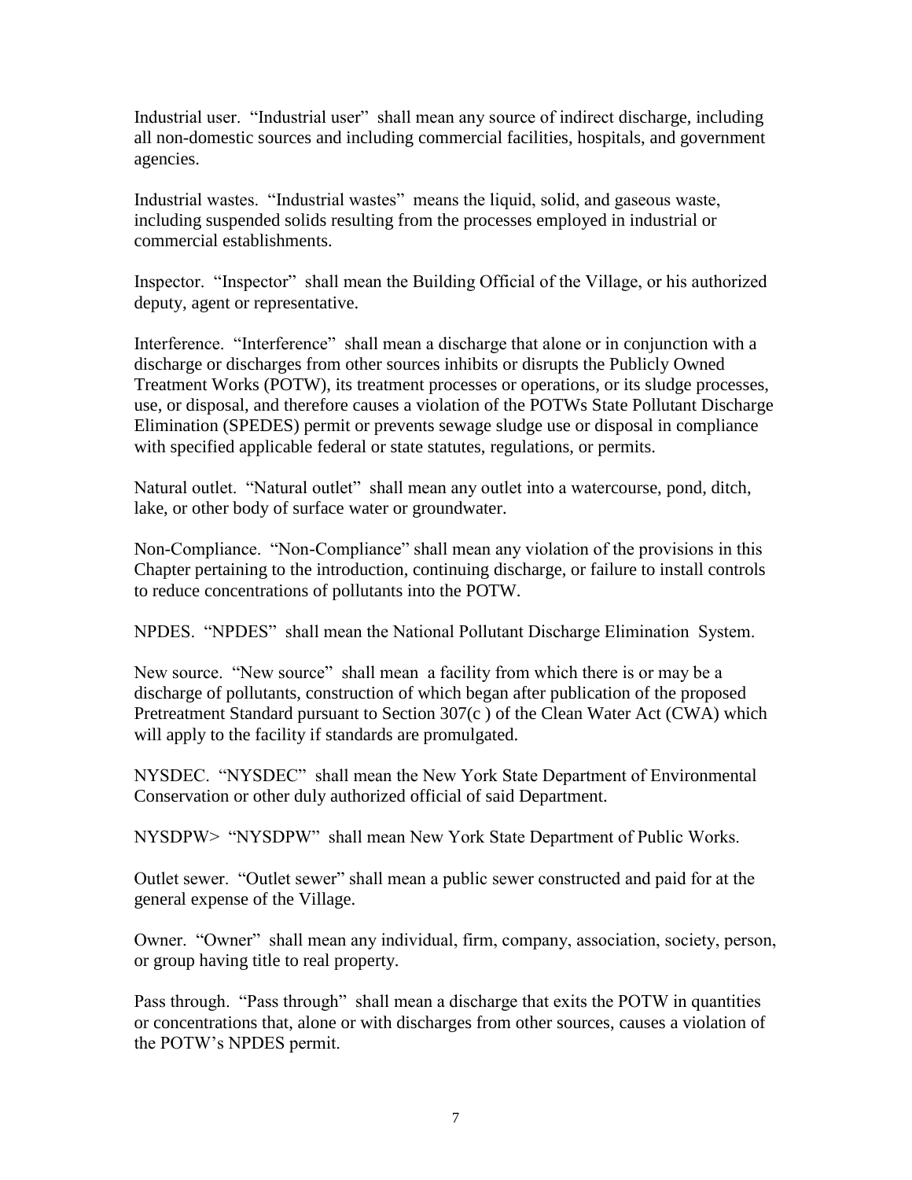Industrial user. "Industrial user" shall mean any source of indirect discharge, including all non-domestic sources and including commercial facilities, hospitals, and government agencies.

Industrial wastes. "Industrial wastes" means the liquid, solid, and gaseous waste, including suspended solids resulting from the processes employed in industrial or commercial establishments.

Inspector. "Inspector" shall mean the Building Official of the Village, or his authorized deputy, agent or representative.

Interference. "Interference" shall mean a discharge that alone or in conjunction with a discharge or discharges from other sources inhibits or disrupts the Publicly Owned Treatment Works (POTW), its treatment processes or operations, or its sludge processes, use, or disposal, and therefore causes a violation of the POTWs State Pollutant Discharge Elimination (SPEDES) permit or prevents sewage sludge use or disposal in compliance with specified applicable federal or state statutes, regulations, or permits.

Natural outlet. "Natural outlet" shall mean any outlet into a watercourse, pond, ditch, lake, or other body of surface water or groundwater.

Non-Compliance. "Non-Compliance" shall mean any violation of the provisions in this Chapter pertaining to the introduction, continuing discharge, or failure to install controls to reduce concentrations of pollutants into the POTW.

NPDES. "NPDES" shall mean the National Pollutant Discharge Elimination System.

New source. "New source" shall mean a facility from which there is or may be a discharge of pollutants, construction of which began after publication of the proposed Pretreatment Standard pursuant to Section 307(c ) of the Clean Water Act (CWA) which will apply to the facility if standards are promulgated.

NYSDEC. "NYSDEC" shall mean the New York State Department of Environmental Conservation or other duly authorized official of said Department.

NYSDPW> "NYSDPW" shall mean New York State Department of Public Works.

Outlet sewer. "Outlet sewer" shall mean a public sewer constructed and paid for at the general expense of the Village.

Owner. "Owner" shall mean any individual, firm, company, association, society, person, or group having title to real property.

Pass through. "Pass through" shall mean a discharge that exits the POTW in quantities or concentrations that, alone or with discharges from other sources, causes a violation of the POTW's NPDES permit.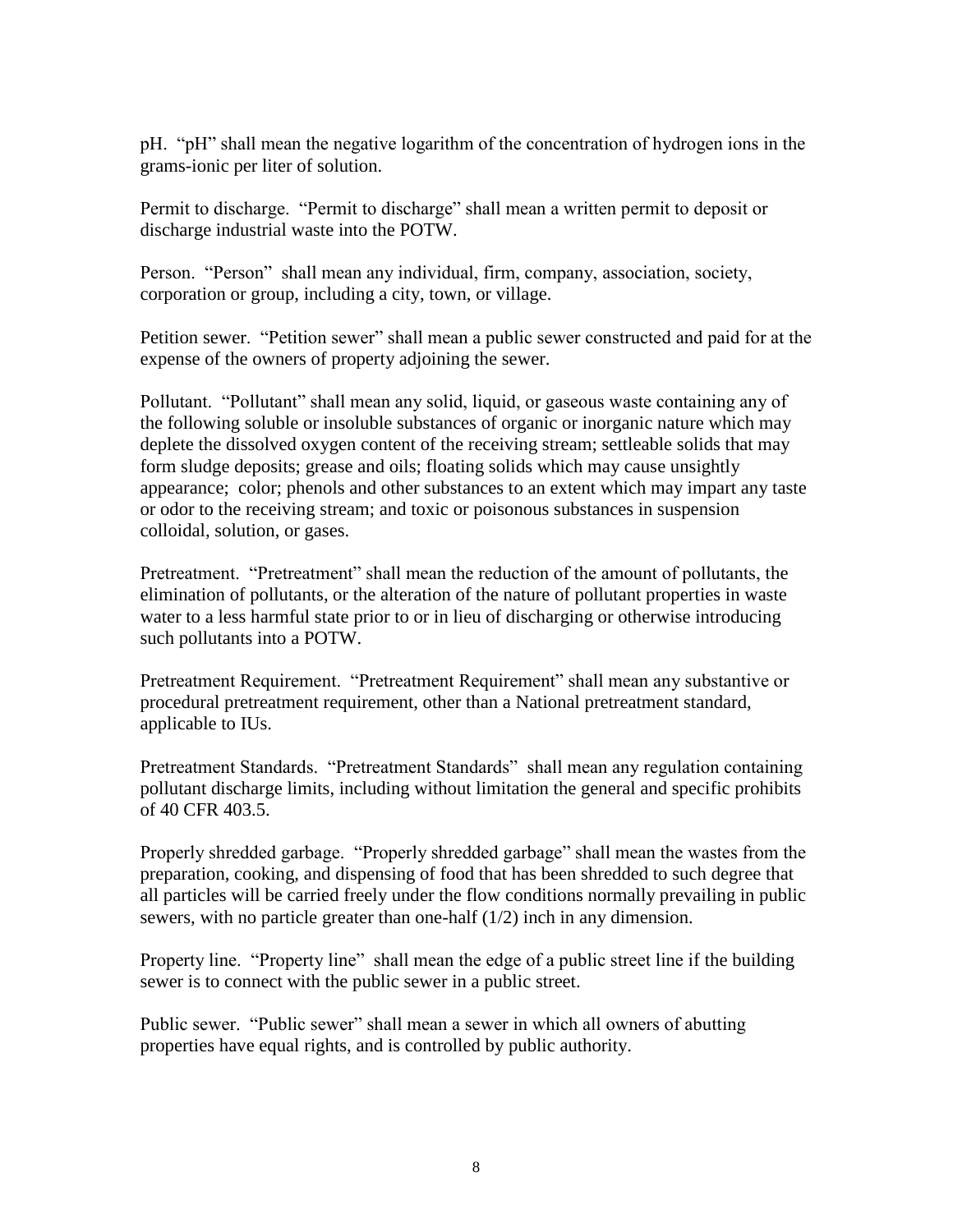pH. "pH" shall mean the negative logarithm of the concentration of hydrogen ions in the grams-ionic per liter of solution.

Permit to discharge. "Permit to discharge" shall mean a written permit to deposit or discharge industrial waste into the POTW.

Person. "Person" shall mean any individual, firm, company, association, society, corporation or group, including a city, town, or village.

Petition sewer. "Petition sewer" shall mean a public sewer constructed and paid for at the expense of the owners of property adjoining the sewer.

Pollutant. "Pollutant" shall mean any solid, liquid, or gaseous waste containing any of the following soluble or insoluble substances of organic or inorganic nature which may deplete the dissolved oxygen content of the receiving stream; settleable solids that may form sludge deposits; grease and oils; floating solids which may cause unsightly appearance; color; phenols and other substances to an extent which may impart any taste or odor to the receiving stream; and toxic or poisonous substances in suspension colloidal, solution, or gases.

Pretreatment. "Pretreatment" shall mean the reduction of the amount of pollutants, the elimination of pollutants, or the alteration of the nature of pollutant properties in waste water to a less harmful state prior to or in lieu of discharging or otherwise introducing such pollutants into a POTW.

Pretreatment Requirement. "Pretreatment Requirement" shall mean any substantive or procedural pretreatment requirement, other than a National pretreatment standard, applicable to IUs.

Pretreatment Standards. "Pretreatment Standards" shall mean any regulation containing pollutant discharge limits, including without limitation the general and specific prohibits of 40 CFR 403.5.

Properly shredded garbage. "Properly shredded garbage" shall mean the wastes from the preparation, cooking, and dispensing of food that has been shredded to such degree that all particles will be carried freely under the flow conditions normally prevailing in public sewers, with no particle greater than one-half (1/2) inch in any dimension.

Property line. "Property line" shall mean the edge of a public street line if the building sewer is to connect with the public sewer in a public street.

Public sewer. "Public sewer" shall mean a sewer in which all owners of abutting properties have equal rights, and is controlled by public authority.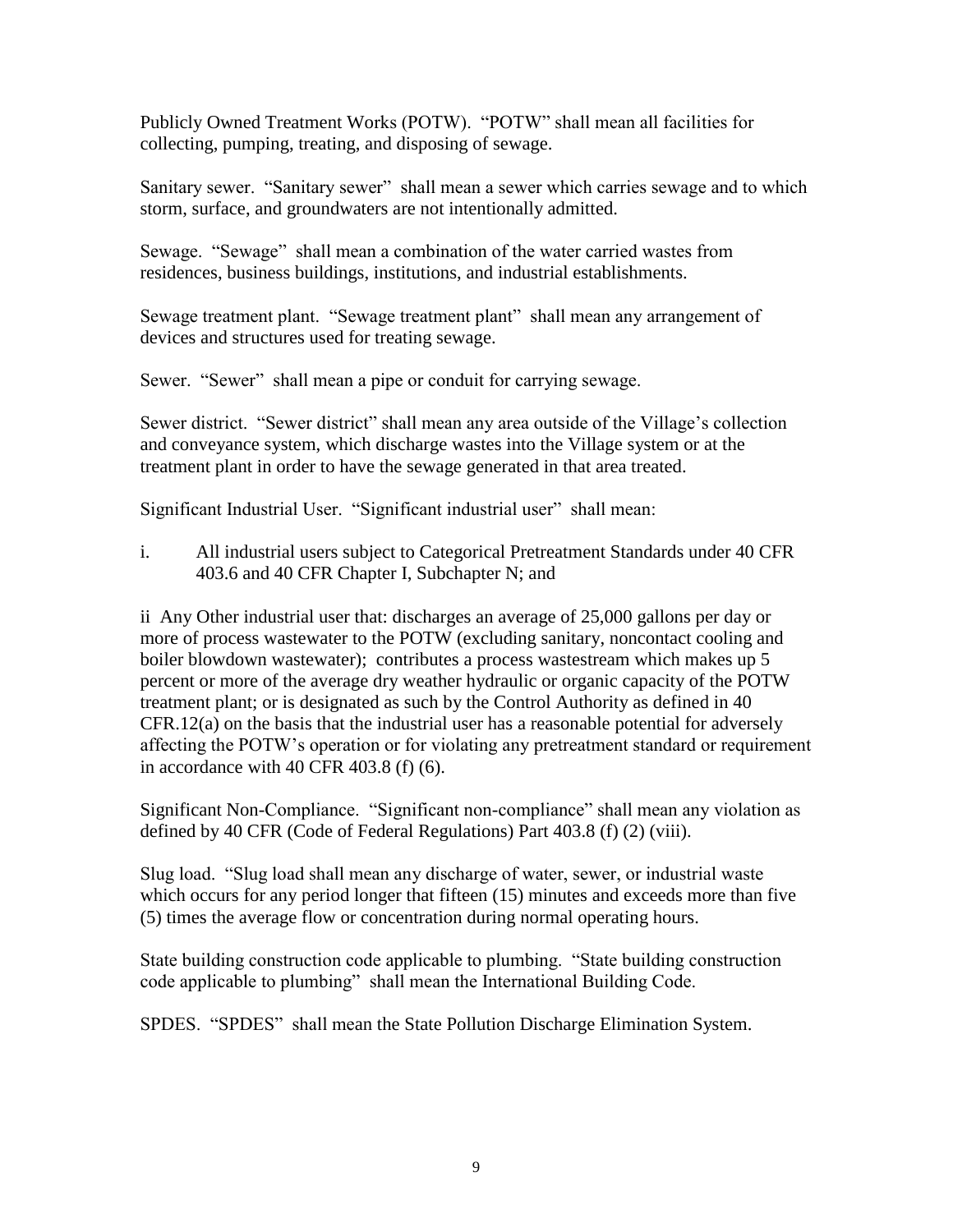Publicly Owned Treatment Works (POTW). "POTW" shall mean all facilities for collecting, pumping, treating, and disposing of sewage.

Sanitary sewer. "Sanitary sewer" shall mean a sewer which carries sewage and to which storm, surface, and groundwaters are not intentionally admitted.

Sewage. "Sewage" shall mean a combination of the water carried wastes from residences, business buildings, institutions, and industrial establishments.

Sewage treatment plant. "Sewage treatment plant" shall mean any arrangement of devices and structures used for treating sewage.

Sewer. "Sewer" shall mean a pipe or conduit for carrying sewage.

Sewer district. "Sewer district" shall mean any area outside of the Village's collection and conveyance system, which discharge wastes into the Village system or at the treatment plant in order to have the sewage generated in that area treated.

Significant Industrial User. "Significant industrial user" shall mean:

i. All industrial users subject to Categorical Pretreatment Standards under 40 CFR 403.6 and 40 CFR Chapter I, Subchapter N; and

ii Any Other industrial user that: discharges an average of 25,000 gallons per day or more of process wastewater to the POTW (excluding sanitary, noncontact cooling and boiler blowdown wastewater); contributes a process wastestream which makes up 5 percent or more of the average dry weather hydraulic or organic capacity of the POTW treatment plant; or is designated as such by the Control Authority as defined in 40 CFR.12(a) on the basis that the industrial user has a reasonable potential for adversely affecting the POTW's operation or for violating any pretreatment standard or requirement in accordance with 40 CFR 403.8 (f) (6).

Significant Non-Compliance. "Significant non-compliance" shall mean any violation as defined by 40 CFR (Code of Federal Regulations) Part 403.8 (f) (2) (viii).

Slug load. "Slug load shall mean any discharge of water, sewer, or industrial waste which occurs for any period longer that fifteen (15) minutes and exceeds more than five (5) times the average flow or concentration during normal operating hours.

State building construction code applicable to plumbing. "State building construction code applicable to plumbing" shall mean the International Building Code.

SPDES. "SPDES" shall mean the State Pollution Discharge Elimination System.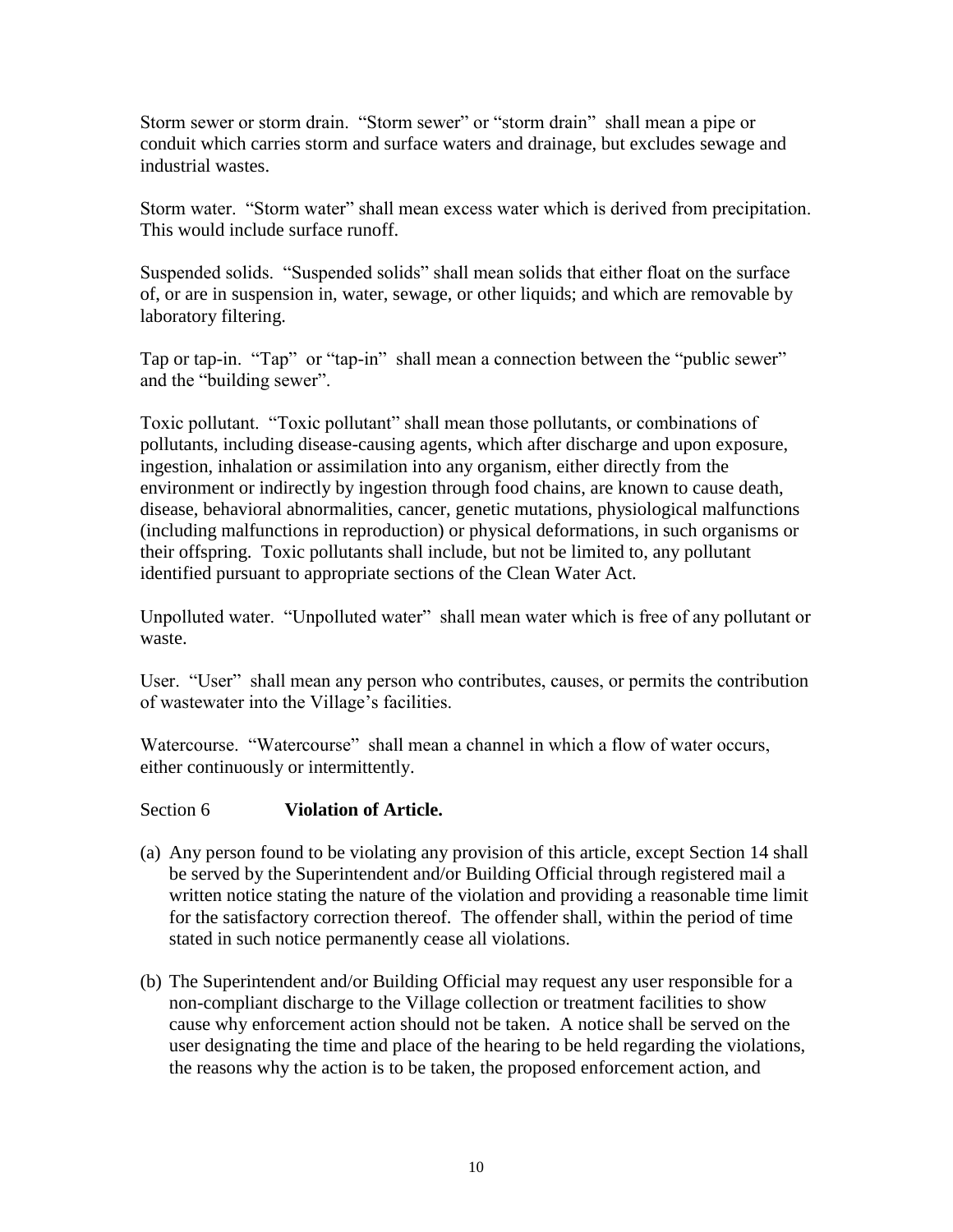Storm sewer or storm drain. "Storm sewer" or "storm drain" shall mean a pipe or conduit which carries storm and surface waters and drainage, but excludes sewage and industrial wastes.

Storm water. "Storm water" shall mean excess water which is derived from precipitation. This would include surface runoff.

Suspended solids. "Suspended solids" shall mean solids that either float on the surface of, or are in suspension in, water, sewage, or other liquids; and which are removable by laboratory filtering.

Tap or tap-in. "Tap" or "tap-in" shall mean a connection between the "public sewer" and the "building sewer".

Toxic pollutant. "Toxic pollutant" shall mean those pollutants, or combinations of pollutants, including disease-causing agents, which after discharge and upon exposure, ingestion, inhalation or assimilation into any organism, either directly from the environment or indirectly by ingestion through food chains, are known to cause death, disease, behavioral abnormalities, cancer, genetic mutations, physiological malfunctions (including malfunctions in reproduction) or physical deformations, in such organisms or their offspring. Toxic pollutants shall include, but not be limited to, any pollutant identified pursuant to appropriate sections of the Clean Water Act.

Unpolluted water. "Unpolluted water" shall mean water which is free of any pollutant or waste.

User. "User" shall mean any person who contributes, causes, or permits the contribution of wastewater into the Village's facilities.

Watercourse. "Watercourse" shall mean a channel in which a flow of water occurs, either continuously or intermittently.

## Section 6 **Violation of Article.**

(a) Any person found to be violating any provision of this article, except Section 14 shall be served by the Superintendent and/or Building Official through registered mail a written notice stating the nature of the violation and providing a reasonable time limit for the satisfactory correction thereof. The offender shall, within the period of time stated in such notice permanently cease all violations.

(b) The Superintendent and/or Building Official may request any user responsible for a non-compliant discharge to the Village collection or treatment facilities to show cause why enforcement action should not be taken. A notice shall be served on the user designating the time and place of the hearing to be held regarding the violations, the reasons why the action is to be taken, the proposed enforcement action, and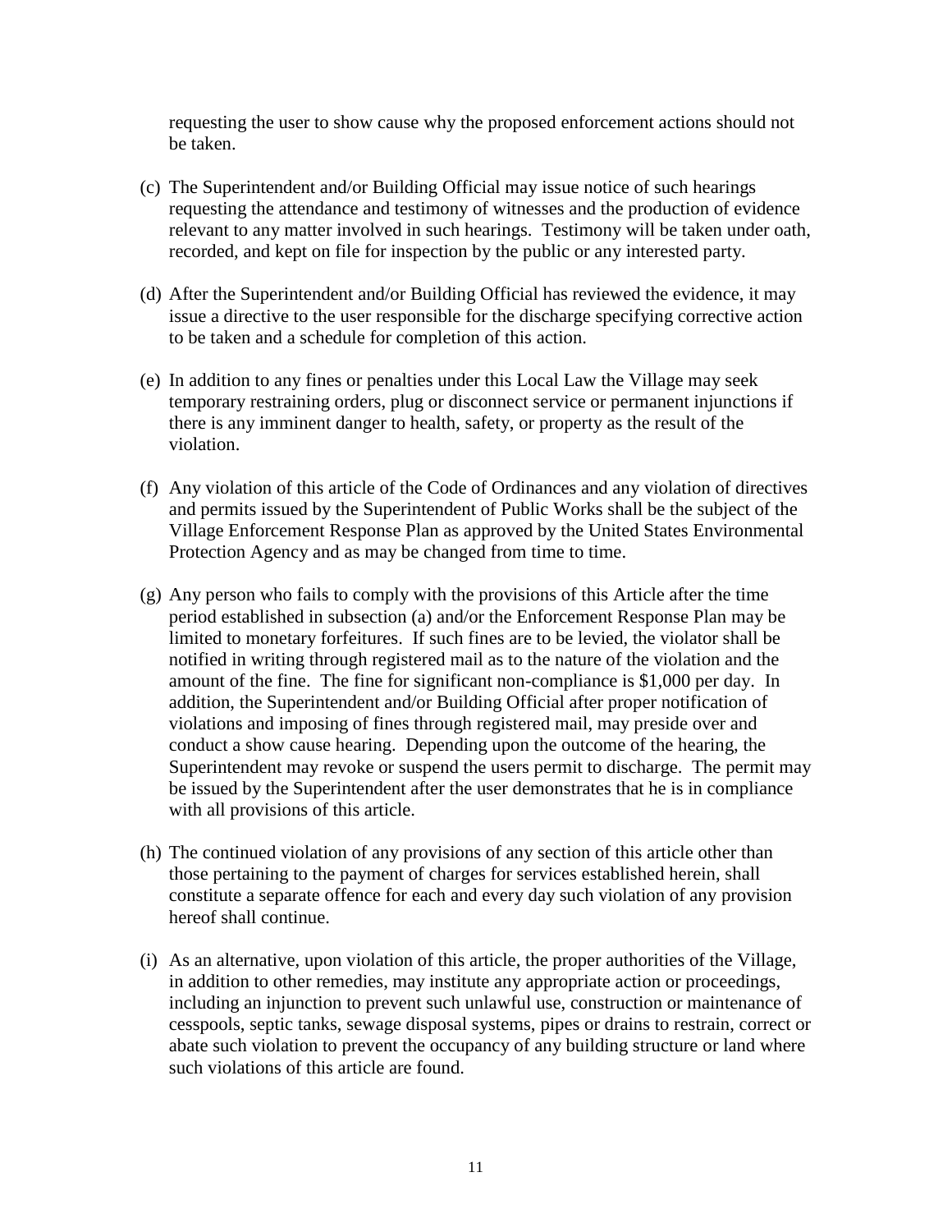requesting the user to show cause why the proposed enforcement actions should not be taken.

(c) The Superintendent and/or Building Official may issue notice of such hearings requesting the attendance and testimony of witnesses and the production of evidence relevant to any matter involved in such hearings. Testimony will be taken under oath, recorded, and kept on file for inspection by the public or any interested party.

(d) After the Superintendent and/or Building Official has reviewed the evidence, it may issue a directive to the user responsible for the discharge specifying corrective action to be taken and a schedule for completion of this action.

(e) In addition to any fines or penalties under this Local Law the Village may seek temporary restraining orders, plug or disconnect service or permanent injunctions if there is any imminent danger to health, safety, or property as the result of the violation.

(f) Any violation of this article of the Code of Ordinances and any violation of directives and permits issued by the Superintendent of Public Works shall be the subject of the Village Enforcement Response Plan as approved by the United States Environmental Protection Agency and as may be changed from time to time.

(g) Any person who fails to comply with the provisions of this Article after the time period established in subsection (a) and/or the Enforcement Response Plan may be limited to monetary forfeitures. If such fines are to be levied, the violator shall be notified in writing through registered mail as to the nature of the violation and the amount of the fine. The fine for significant non-compliance is $1,000 per day. In addition, the Superintendent and/or Building Official after proper notification of violations and imposing of fines through registered mail, may preside over and conduct a show cause hearing. Depending upon the outcome of the hearing, the Superintendent may revoke or suspend the users permit to discharge. The permit may be issued by the Superintendent after the user demonstrates that he is in compliance with all provisions of this article.

(h) The continued violation of any provisions of any section of this article other than those pertaining to the payment of charges for services established herein, shall constitute a separate offence for each and every day such violation of any provision hereof shall continue.

(i) As an alternative, upon violation of this article, the proper authorities of the Village, in addition to other remedies, may institute any appropriate action or proceedings, including an injunction to prevent such unlawful use, construction or maintenance of cesspools, septic tanks, sewage disposal systems, pipes or drains to restrain, correct or abate such violation to prevent the occupancy of any building structure or land where such violations of this article are found.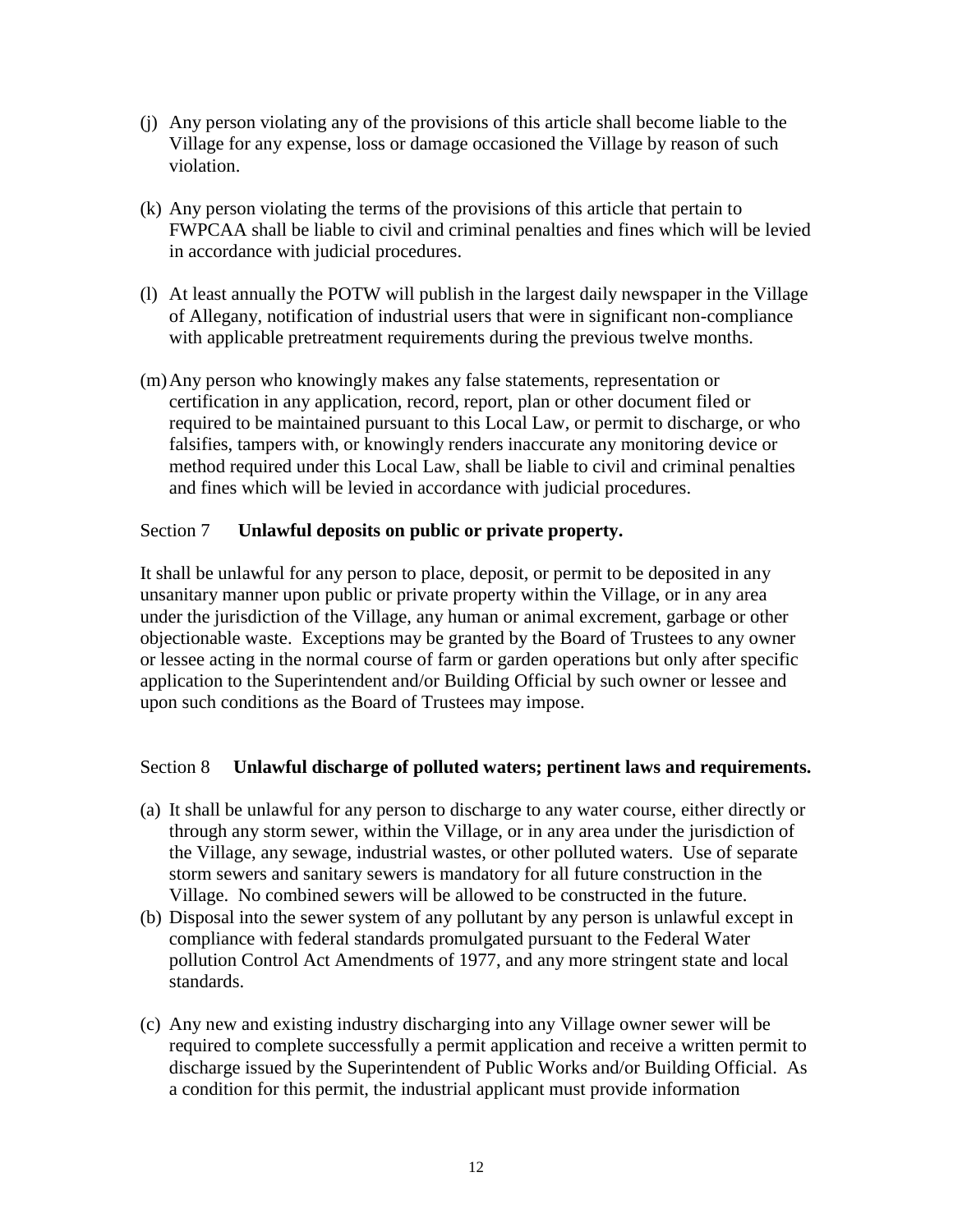(j) Any person violating any of the provisions of this article shall become liable to the Village for any expense, loss or damage occasioned the Village by reason of such violation.

(k) Any person violating the terms of the provisions of this article that pertain to FWPCAA shall be liable to civil and criminal penalties and fines which will be levied in accordance with judicial procedures.

(l) At least annually the POTW will publish in the largest daily newspaper in the Village of Allegany, notification of industrial users that were in significant non-compliance with applicable pretreatment requirements during the previous twelve months.

(m) Any person who knowingly makes any false statements, representation or certification in any application, record, report, plan or other document filed or required to be maintained pursuant to this Local Law, or permit to discharge, or who falsifies, tampers with, or knowingly renders inaccurate any monitoring device or method required under this Local Law, shall be liable to civil and criminal penalties and fines which will be levied in accordance with judicial procedures.

## Section 7 **Unlawful deposits on public or private property.**

It shall be unlawful for any person to place, deposit, or permit to be deposited in any unsanitary manner upon public or private property within the Village, or in any area under the jurisdiction of the Village, any human or animal excrement, garbage or other objectionable waste. Exceptions may be granted by the Board of Trustees to any owner or lessee acting in the normal course of farm or garden operations but only after specific application to the Superintendent and/or Building Official by such owner or lessee and upon such conditions as the Board of Trustees may impose.

## Section 8 **Unlawful discharge of polluted waters; pertinent laws and requirements.**

(a) It shall be unlawful for any person to discharge to any water course, either directly or through any storm sewer, within the Village, or in any area under the jurisdiction of the Village, any sewage, industrial wastes, or other polluted waters. Use of separate storm sewers and sanitary sewers is mandatory for all future construction in the Village. No combined sewers will be allowed to be constructed in the future.

(b) Disposal into the sewer system of any pollutant by any person is unlawful except in compliance with federal standards promulgated pursuant to the Federal Water pollution Control Act Amendments of 1977, and any more stringent state and local standards.

(c) Any new and existing industry discharging into any Village owner sewer will be required to complete successfully a permit application and receive a written permit to discharge issued by the Superintendent of Public Works and/or Building Official. As a condition for this permit, the industrial applicant must provide information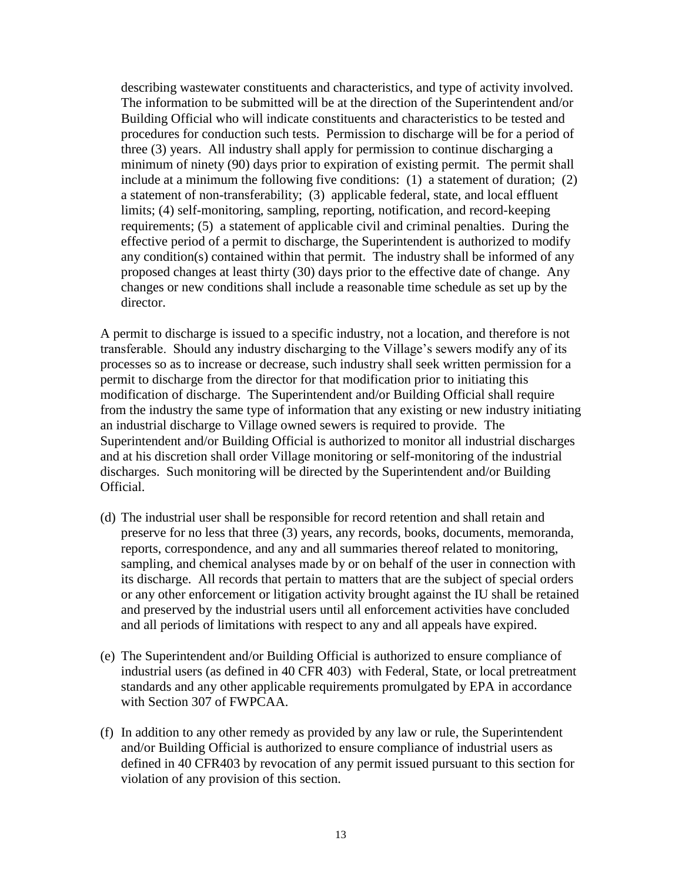describing wastewater constituents and characteristics, and type of activity involved. The information to be submitted will be at the direction of the Superintendent and/or Building Official who will indicate constituents and characteristics to be tested and procedures for conduction such tests. Permission to discharge will be for a period of three (3) years. All industry shall apply for permission to continue discharging a minimum of ninety (90) days prior to expiration of existing permit. The permit shall include at a minimum the following five conditions: (1) a statement of duration; (2) a statement of non-transferability; (3) applicable federal, state, and local effluent limits; (4) self-monitoring, sampling, reporting, notification, and record-keeping requirements; (5) a statement of applicable civil and criminal penalties. During the effective period of a permit to discharge, the Superintendent is authorized to modify any condition(s) contained within that permit. The industry shall be informed of any proposed changes at least thirty (30) days prior to the effective date of change. Any changes or new conditions shall include a reasonable time schedule as set up by the director.

A permit to discharge is issued to a specific industry, not a location, and therefore is not transferable. Should any industry discharging to the Village's sewers modify any of its processes so as to increase or decrease, such industry shall seek written permission for a permit to discharge from the director for that modification prior to initiating this modification of discharge. The Superintendent and/or Building Official shall require from the industry the same type of information that any existing or new industry initiating an industrial discharge to Village owned sewers is required to provide. The Superintendent and/or Building Official is authorized to monitor all industrial discharges and at his discretion shall order Village monitoring or self-monitoring of the industrial discharges. Such monitoring will be directed by the Superintendent and/or Building Official.

(d) The industrial user shall be responsible for record retention and shall retain and preserve for no less that three (3) years, any records, books, documents, memoranda, reports, correspondence, and any and all summaries thereof related to monitoring, sampling, and chemical analyses made by or on behalf of the user in connection with its discharge. All records that pertain to matters that are the subject of special orders or any other enforcement or litigation activity brought against the IU shall be retained and preserved by the industrial users until all enforcement activities have concluded and all periods of limitations with respect to any and all appeals have expired.

(e) The Superintendent and/or Building Official is authorized to ensure compliance of industrial users (as defined in 40 CFR 403) with Federal, State, or local pretreatment standards and any other applicable requirements promulgated by EPA in accordance with Section 307 of FWPCAA.

(f) In addition to any other remedy as provided by any law or rule, the Superintendent and/or Building Official is authorized to ensure compliance of industrial users as defined in 40 CFR403 by revocation of any permit issued pursuant to this section for violation of any provision of this section.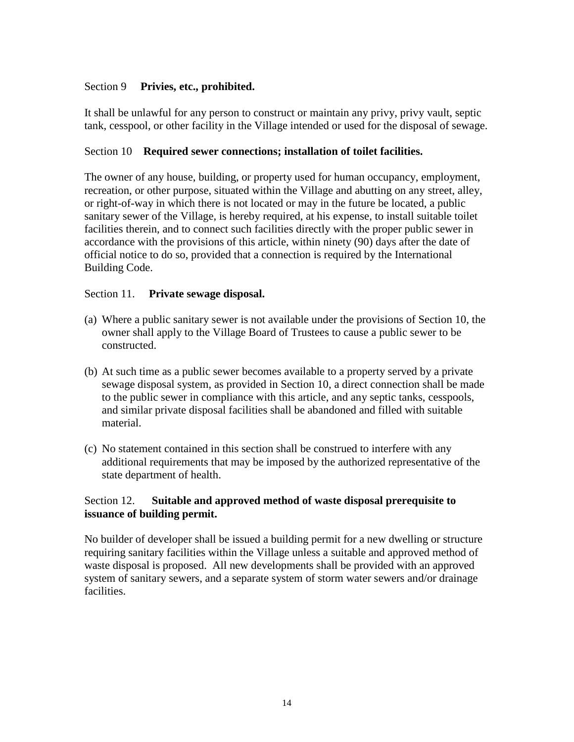Section 9 **Privies, etc., prohibited.**

It shall be unlawful for any person to construct or maintain any privy, privy vault, septic tank, cesspool, or other facility in the Village intended or used for the disposal of sewage.

Section 10 **Required sewer connections; installation of toilet facilities.**

The owner of any house, building, or property used for human occupancy, employment, recreation, or other purpose, situated within the Village and abutting on any street, alley, or right-of-way in which there is not located or may in the future be located, a public sanitary sewer of the Village, is hereby required, at his expense, to install suitable toilet facilities therein, and to connect such facilities directly with the proper public sewer in accordance with the provisions of this article, within ninety (90) days after the date of official notice to do so, provided that a connection is required by the International Building Code.

Section 11. **Private sewage disposal.**

(a) Where a public sanitary sewer is not available under the provisions of Section 10, the owner shall apply to the Village Board of Trustees to cause a public sewer to be constructed.

(b) At such time as a public sewer becomes available to a property served by a private sewage disposal system, as provided in Section 10, a direct connection shall be made to the public sewer in compliance with this article, and any septic tanks, cesspools, and similar private disposal facilities shall be abandoned and filled with suitable material.

(c) No statement contained in this section shall be construed to interfere with any additional requirements that may be imposed by the authorized representative of the state department of health.

Section 12. **Suitable and approved method of waste disposal prerequisite to issuance of building permit.**

No builder of developer shall be issued a building permit for a new dwelling or structure requiring sanitary facilities within the Village unless a suitable and approved method of waste disposal is proposed. All new developments shall be provided with an approved system of sanitary sewers, and a separate system of storm water sewers and/or drainage facilities.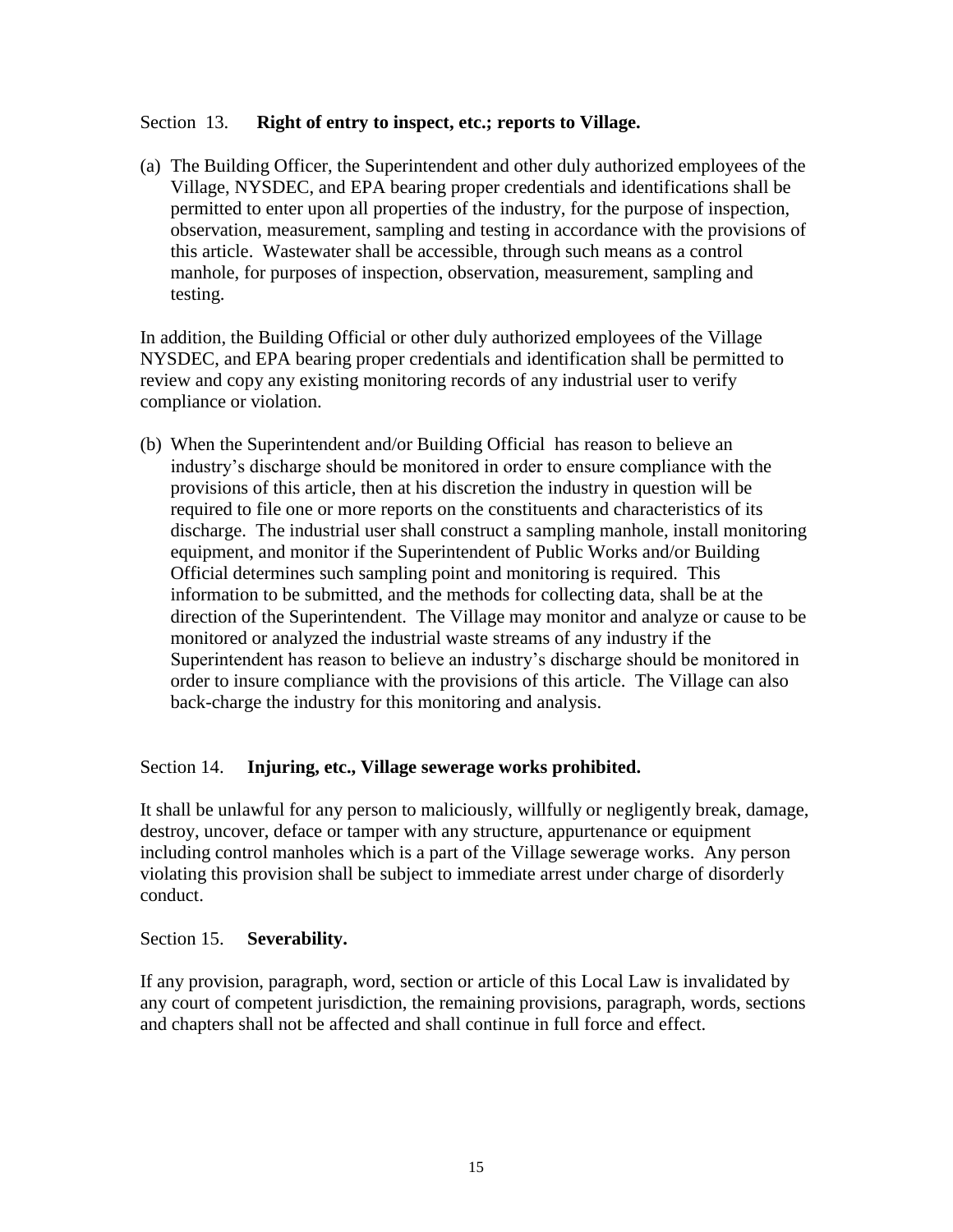Section 13. **Right of entry to inspect, etc.; reports to Village.**

(a) The Building Officer, the Superintendent and other duly authorized employees of the Village, NYSDEC, and EPA bearing proper credentials and identifications shall be permitted to enter upon all properties of the industry, for the purpose of inspection, observation, measurement, sampling and testing in accordance with the provisions of this article. Wastewater shall be accessible, through such means as a control manhole, for purposes of inspection, observation, measurement, sampling and testing.

In addition, the Building Official or other duly authorized employees of the Village NYSDEC, and EPA bearing proper credentials and identification shall be permitted to review and copy any existing monitoring records of any industrial user to verify compliance or violation.

(b) When the Superintendent and/or Building Official has reason to believe an industry's discharge should be monitored in order to ensure compliance with the provisions of this article, then at his discretion the industry in question will be required to file one or more reports on the constituents and characteristics of its discharge. The industrial user shall construct a sampling manhole, install monitoring equipment, and monitor if the Superintendent of Public Works and/or Building Official determines such sampling point and monitoring is required. This information to be submitted, and the methods for collecting data, shall be at the direction of the Superintendent. The Village may monitor and analyze or cause to be monitored or analyzed the industrial waste streams of any industry if the Superintendent has reason to believe an industry's discharge should be monitored in order to insure compliance with the provisions of this article. The Village can also back-charge the industry for this monitoring and analysis.

Section 14. **Injuring, etc., Village sewerage works prohibited.**

It shall be unlawful for any person to maliciously, willfully or negligently break, damage, destroy, uncover, deface or tamper with any structure, appurtenance or equipment including control manholes which is a part of the Village sewerage works. Any person violating this provision shall be subject to immediate arrest under charge of disorderly conduct.

Section 15. **Severability.**

If any provision, paragraph, word, section or article of this Local Law is invalidated by any court of competent jurisdiction, the remaining provisions, paragraph, words, sections and chapters shall not be affected and shall continue in full force and effect.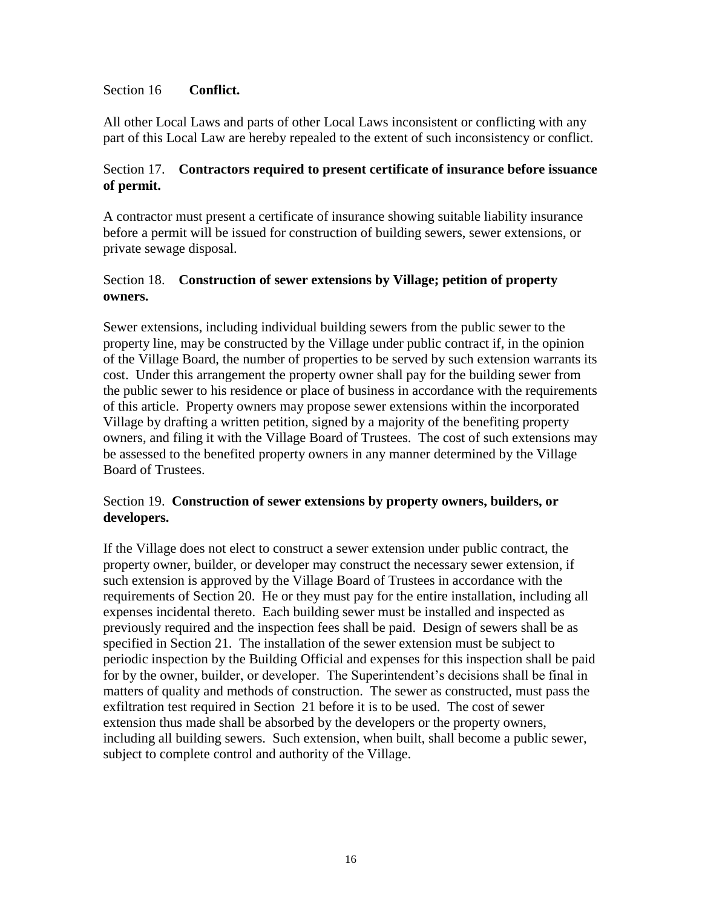### Section 16 **Conflict.**

All other Local Laws and parts of other Local Laws inconsistent or conflicting with any part of this Local Law are hereby repealed to the extent of such inconsistency or conflict.

### Section 17. **Contractors required to present certificate of insurance before issuance of permit.**

A contractor must present a certificate of insurance showing suitable liability insurance before a permit will be issued for construction of building sewers, sewer extensions, or private sewage disposal.

### Section 18. **Construction of sewer extensions by Village; petition of property owners.**

Sewer extensions, including individual building sewers from the public sewer to the property line, may be constructed by the Village under public contract if, in the opinion of the Village Board, the number of properties to be served by such extension warrants its cost. Under this arrangement the property owner shall pay for the building sewer from the public sewer to his residence or place of business in accordance with the requirements of this article. Property owners may propose sewer extensions within the incorporated Village by drafting a written petition, signed by a majority of the benefiting property owners, and filing it with the Village Board of Trustees. The cost of such extensions may be assessed to the benefited property owners in any manner determined by the Village Board of Trustees.

### Section 19. **Construction of sewer extensions by property owners, builders, or developers.**

If the Village does not elect to construct a sewer extension under public contract, the property owner, builder, or developer may construct the necessary sewer extension, if such extension is approved by the Village Board of Trustees in accordance with the requirements of Section 20. He or they must pay for the entire installation, including all expenses incidental thereto. Each building sewer must be installed and inspected as previously required and the inspection fees shall be paid. Design of sewers shall be as specified in Section 21. The installation of the sewer extension must be subject to periodic inspection by the Building Official and expenses for this inspection shall be paid for by the owner, builder, or developer. The Superintendent's decisions shall be final in matters of quality and methods of construction. The sewer as constructed, must pass the exfiltration test required in Section 21 before it is to be used. The cost of sewer extension thus made shall be absorbed by the developers or the property owners, including all building sewers. Such extension, when built, shall become a public sewer, subject to complete control and authority of the Village.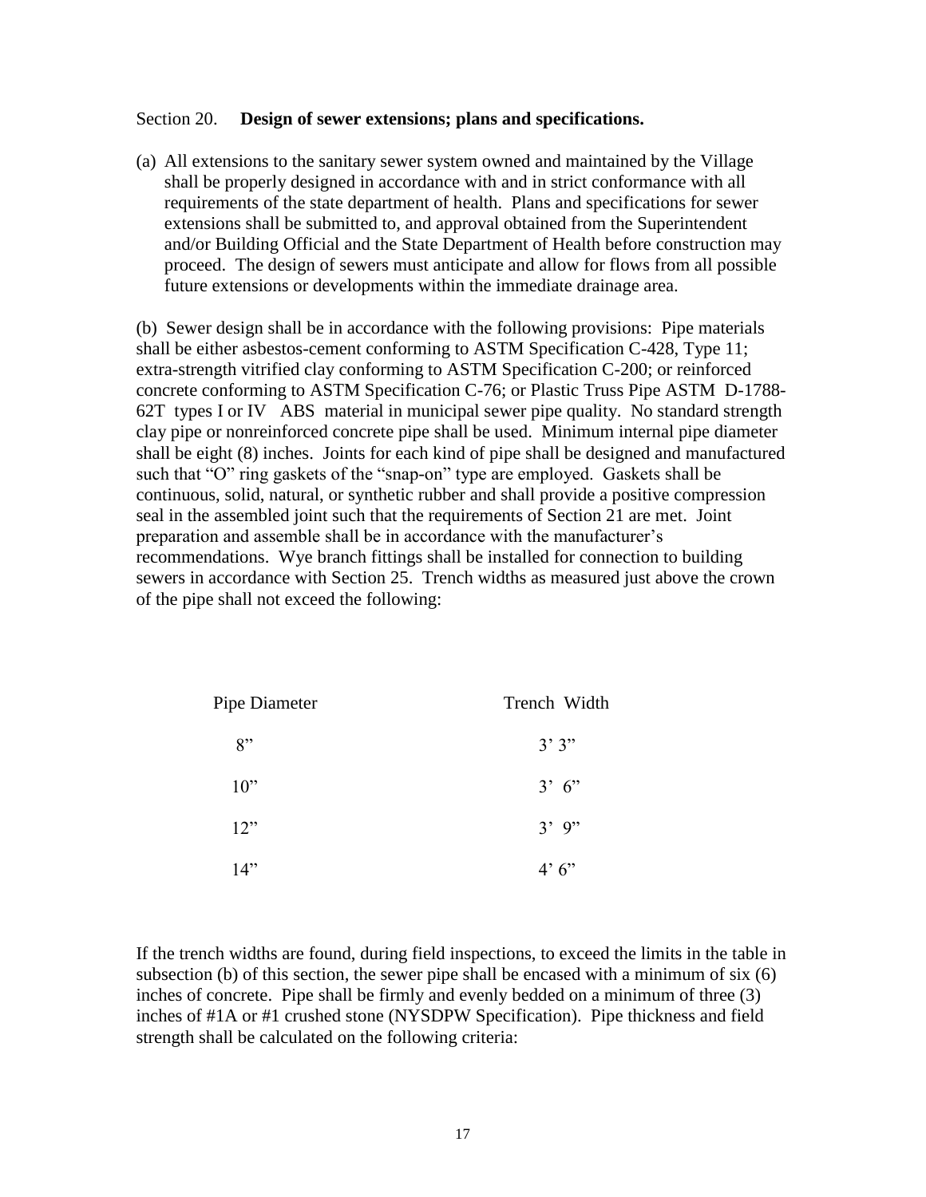Section 20. **Design of sewer extensions; plans and specifications.**

(a) All extensions to the sanitary sewer system owned and maintained by the Village shall be properly designed in accordance with and in strict conformance with all requirements of the state department of health. Plans and specifications for sewer extensions shall be submitted to, and approval obtained from the Superintendent and/or Building Official and the State Department of Health before construction may proceed. The design of sewers must anticipate and allow for flows from all possible future extensions or developments within the immediate drainage area.

(b) Sewer design shall be in accordance with the following provisions: Pipe materials shall be either asbestos-cement conforming to ASTM Specification C-428, Type 11; extra-strength vitrified clay conforming to ASTM Specification C-200; or reinforced concrete conforming to ASTM Specification C-76; or Plastic Truss Pipe ASTM D-1788-62T types I or IV ABS material in municipal sewer pipe quality. No standard strength clay pipe or nonreinforced concrete pipe shall be used. Minimum internal pipe diameter shall be eight (8) inches. Joints for each kind of pipe shall be designed and manufactured such that "O" ring gaskets of the "snap-on" type are employed. Gaskets shall be continuous, solid, natural, or synthetic rubber and shall provide a positive compression seal in the assembled joint such that the requirements of Section 21 are met. Joint preparation and assemble shall be in accordance with the manufacturer's recommendations. Wye branch fittings shall be installed for connection to building sewers in accordance with Section 25. Trench widths as measured just above the crown of the pipe shall not exceed the following:

| Pipe Diameter | Trench Width |
|---|---|
| 8" | 3' 3" |
| 10" | 3' 6" |
| 12" | 3' 9" |
| 14" | 4' 6" |

If the trench widths are found, during field inspections, to exceed the limits in the table in subsection (b) of this section, the sewer pipe shall be encased with a minimum of six (6) inches of concrete. Pipe shall be firmly and evenly bedded on a minimum of three (3) inches of #1A or #1 crushed stone (NYSDPW Specification). Pipe thickness and field strength shall be calculated on the following criteria: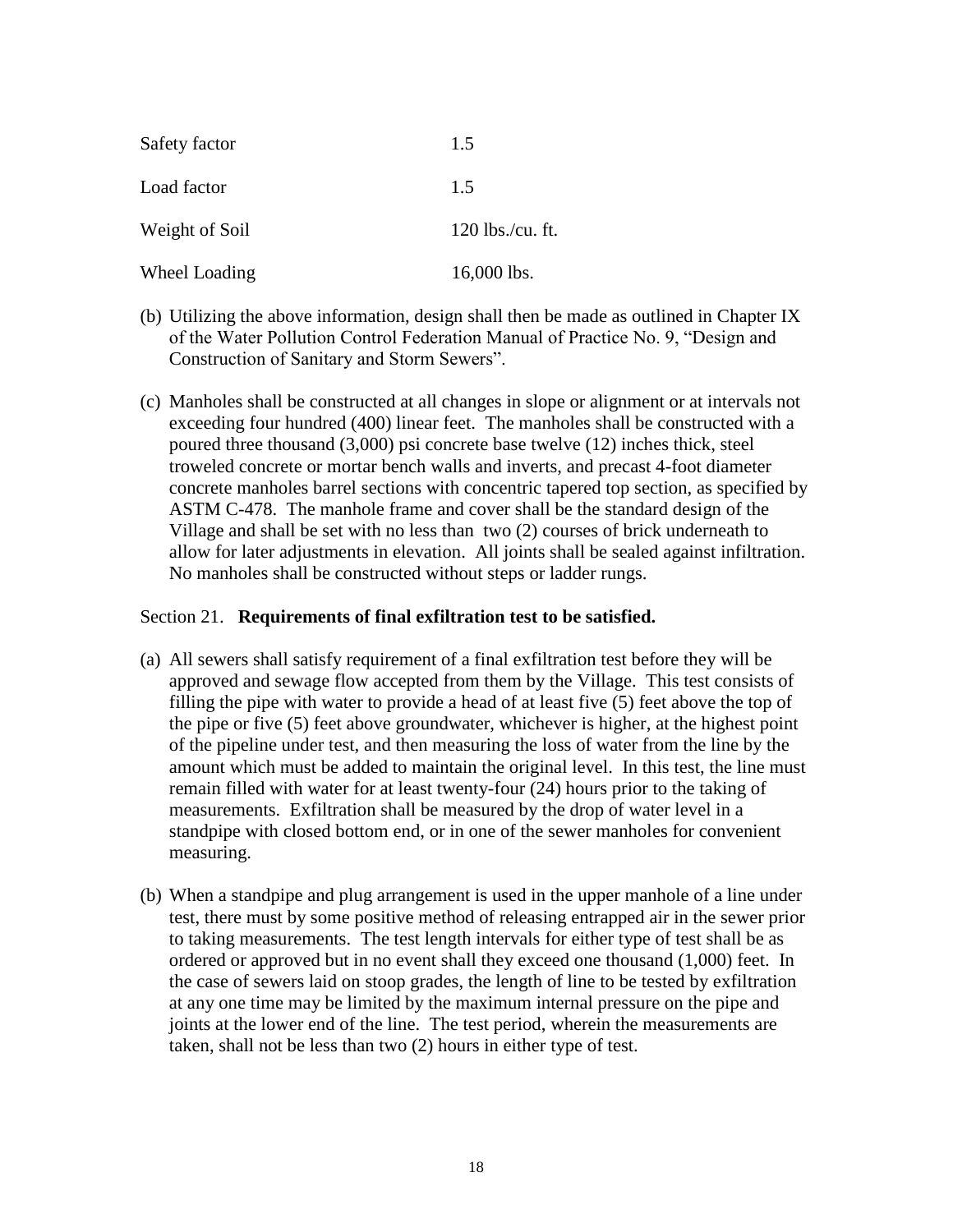| | |
|---|---|
| Safety factor | 1.5 |
| Load factor | 1.5 |
| Weight of Soil | 120 lbs./cu. ft. |
| Wheel Loading | 16,000 lbs. |

(b) Utilizing the above information, design shall then be made as outlined in Chapter IX of the Water Pollution Control Federation Manual of Practice No. 9, "Design and Construction of Sanitary and Storm Sewers".

(c) Manholes shall be constructed at all changes in slope or alignment or at intervals not exceeding four hundred (400) linear feet. The manholes shall be constructed with a poured three thousand (3,000) psi concrete base twelve (12) inches thick, steel troweled concrete or mortar bench walls and inverts, and precast 4-foot diameter concrete manholes barrel sections with concentric tapered top section, as specified by ASTM C-478. The manhole frame and cover shall be the standard design of the Village and shall be set with no less than two (2) courses of brick underneath to allow for later adjustments in elevation. All joints shall be sealed against infiltration. No manholes shall be constructed without steps or ladder rungs.

Section 21. **Requirements of final exfiltration test to be satisfied.**

(a) All sewers shall satisfy requirement of a final exfiltration test before they will be approved and sewage flow accepted from them by the Village. This test consists of filling the pipe with water to provide a head of at least five (5) feet above the top of the pipe or five (5) feet above groundwater, whichever is higher, at the highest point of the pipeline under test, and then measuring the loss of water from the line by the amount which must be added to maintain the original level. In this test, the line must remain filled with water for at least twenty-four (24) hours prior to the taking of measurements. Exfiltration shall be measured by the drop of water level in a standpipe with closed bottom end, or in one of the sewer manholes for convenient measuring.

(b) When a standpipe and plug arrangement is used in the upper manhole of a line under test, there must by some positive method of releasing entrapped air in the sewer prior to taking measurements. The test length intervals for either type of test shall be as ordered or approved but in no event shall they exceed one thousand (1,000) feet. In the case of sewers laid on stoop grades, the length of line to be tested by exfiltration at any one time may be limited by the maximum internal pressure on the pipe and joints at the lower end of the line. The test period, wherein the measurements are taken, shall not be less than two (2) hours in either type of test.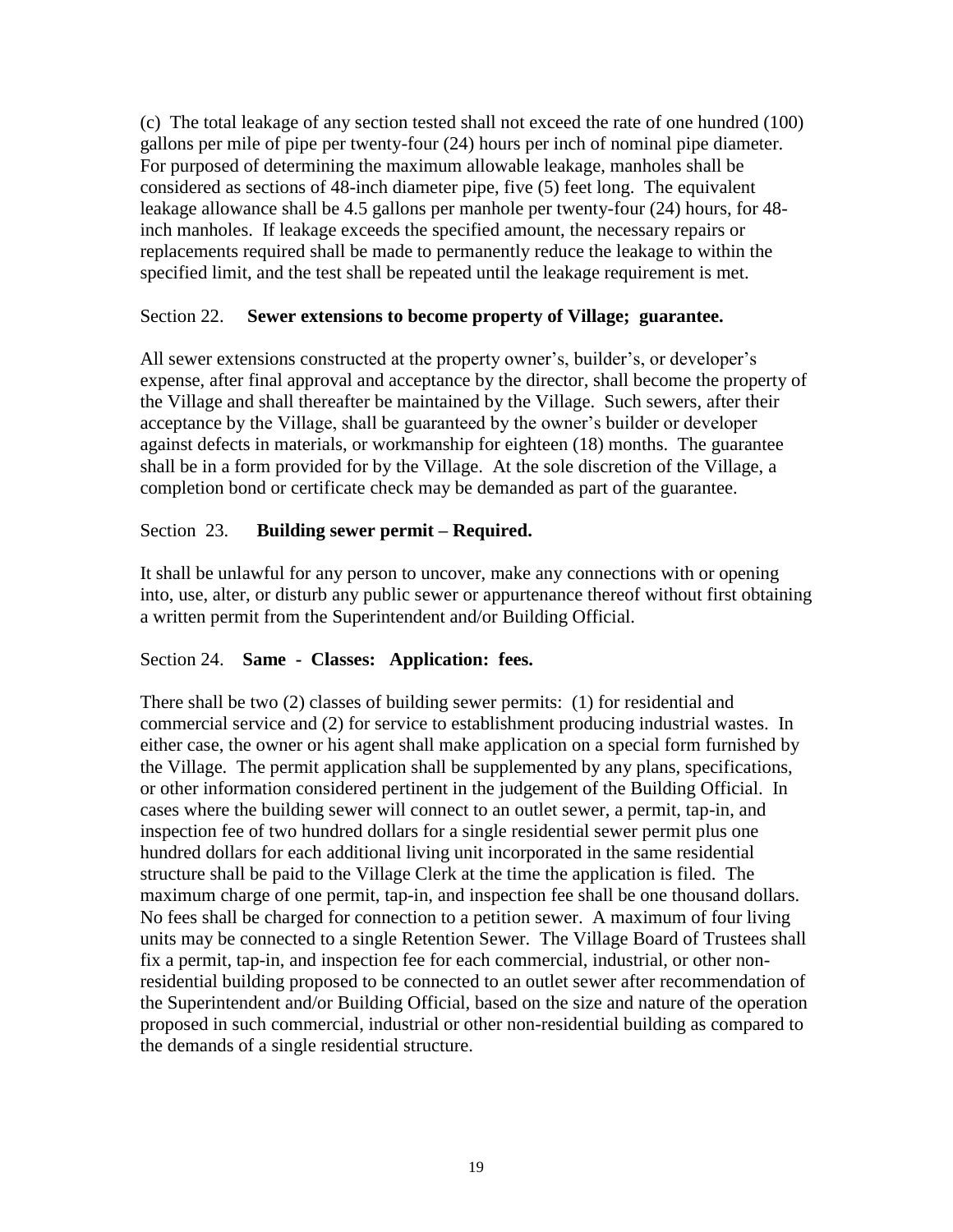(c) The total leakage of any section tested shall not exceed the rate of one hundred (100) gallons per mile of pipe per twenty-four (24) hours per inch of nominal pipe diameter. For purposed of determining the maximum allowable leakage, manholes shall be considered as sections of 48-inch diameter pipe, five (5) feet long. The equivalent leakage allowance shall be 4.5 gallons per manhole per twenty-four (24) hours, for 48-inch manholes. If leakage exceeds the specified amount, the necessary repairs or replacements required shall be made to permanently reduce the leakage to within the specified limit, and the test shall be repeated until the leakage requirement is met.

Section 22. **Sewer extensions to become property of Village; guarantee.**

All sewer extensions constructed at the property owner's, builder's, or developer's expense, after final approval and acceptance by the director, shall become the property of the Village and shall thereafter be maintained by the Village. Such sewers, after their acceptance by the Village, shall be guaranteed by the owner's builder or developer against defects in materials, or workmanship for eighteen (18) months. The guarantee shall be in a form provided for by the Village. At the sole discretion of the Village, a completion bond or certificate check may be demanded as part of the guarantee.

Section 23. **Building sewer permit – Required.**

It shall be unlawful for any person to uncover, make any connections with or opening into, use, alter, or disturb any public sewer or appurtenance thereof without first obtaining a written permit from the Superintendent and/or Building Official.

Section 24. **Same - Classes: Application: fees.**

There shall be two (2) classes of building sewer permits: (1) for residential and commercial service and (2) for service to establishment producing industrial wastes. In either case, the owner or his agent shall make application on a special form furnished by the Village. The permit application shall be supplemented by any plans, specifications, or other information considered pertinent in the judgement of the Building Official. In cases where the building sewer will connect to an outlet sewer, a permit, tap-in, and inspection fee of two hundred dollars for a single residential sewer permit plus one hundred dollars for each additional living unit incorporated in the same residential structure shall be paid to the Village Clerk at the time the application is filed. The maximum charge of one permit, tap-in, and inspection fee shall be one thousand dollars. No fees shall be charged for connection to a petition sewer. A maximum of four living units may be connected to a single Retention Sewer. The Village Board of Trustees shall fix a permit, tap-in, and inspection fee for each commercial, industrial, or other non-residential building proposed to be connected to an outlet sewer after recommendation of the Superintendent and/or Building Official, based on the size and nature of the operation proposed in such commercial, industrial or other non-residential building as compared to the demands of a single residential structure.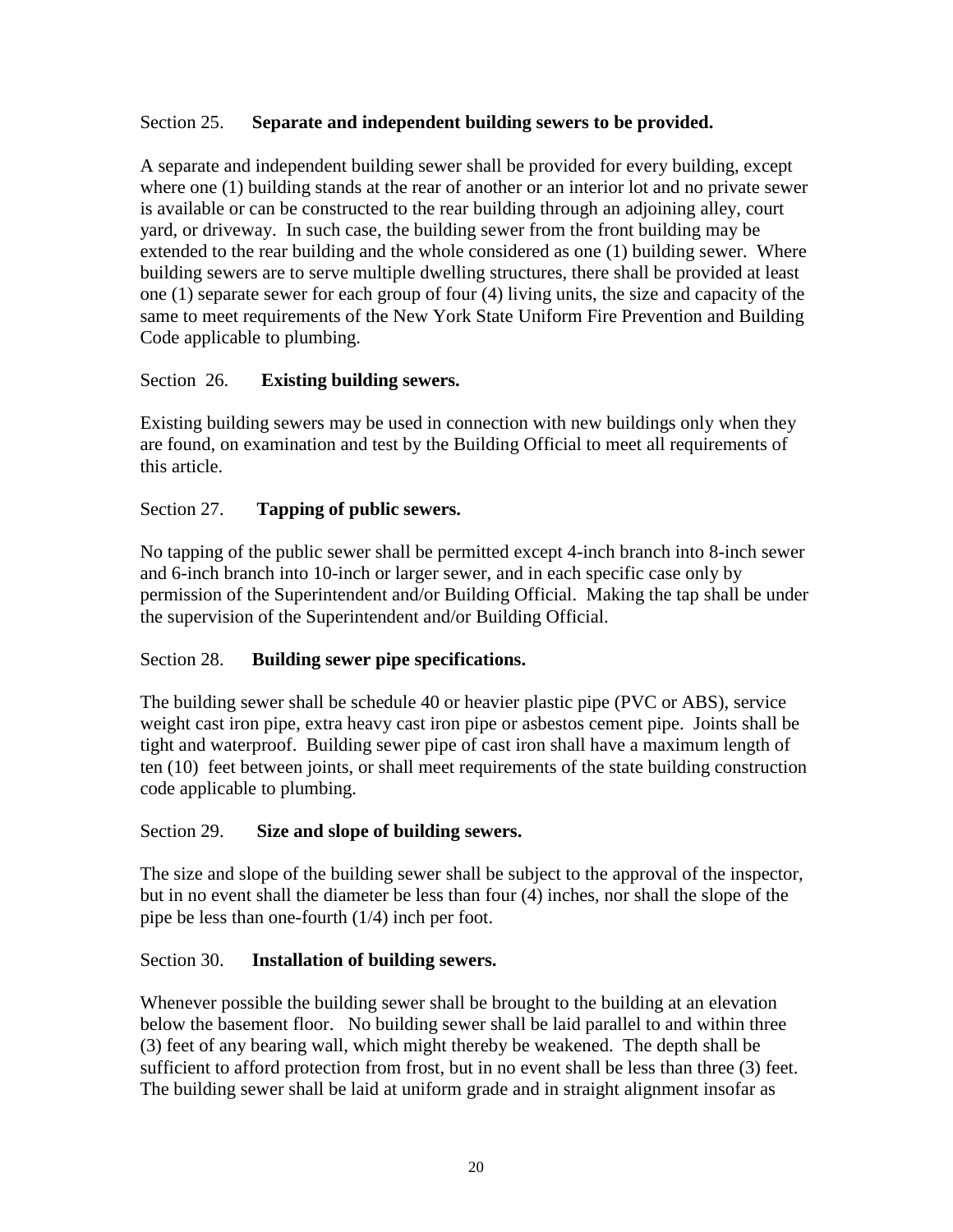Section 25. **Separate and independent building sewers to be provided.**

A separate and independent building sewer shall be provided for every building, except where one (1) building stands at the rear of another or an interior lot and no private sewer is available or can be constructed to the rear building through an adjoining alley, court yard, or driveway. In such case, the building sewer from the front building may be extended to the rear building and the whole considered as one (1) building sewer. Where building sewers are to serve multiple dwelling structures, there shall be provided at least one (1) separate sewer for each group of four (4) living units, the size and capacity of the same to meet requirements of the New York State Uniform Fire Prevention and Building Code applicable to plumbing.

Section 26. **Existing building sewers.**

Existing building sewers may be used in connection with new buildings only when they are found, on examination and test by the Building Official to meet all requirements of this article.

Section 27. **Tapping of public sewers.**

No tapping of the public sewer shall be permitted except 4-inch branch into 8-inch sewer and 6-inch branch into 10-inch or larger sewer, and in each specific case only by permission of the Superintendent and/or Building Official. Making the tap shall be under the supervision of the Superintendent and/or Building Official.

Section 28. **Building sewer pipe specifications.**

The building sewer shall be schedule 40 or heavier plastic pipe (PVC or ABS), service weight cast iron pipe, extra heavy cast iron pipe or asbestos cement pipe. Joints shall be tight and waterproof. Building sewer pipe of cast iron shall have a maximum length of ten (10) feet between joints, or shall meet requirements of the state building construction code applicable to plumbing.

Section 29. **Size and slope of building sewers.**

The size and slope of the building sewer shall be subject to the approval of the inspector, but in no event shall the diameter be less than four (4) inches, nor shall the slope of the pipe be less than one-fourth (1/4) inch per foot.

Section 30. **Installation of building sewers.**

Whenever possible the building sewer shall be brought to the building at an elevation below the basement floor. No building sewer shall be laid parallel to and within three (3) feet of any bearing wall, which might thereby be weakened. The depth shall be sufficient to afford protection from frost, but in no event shall be less than three (3) feet. The building sewer shall be laid at uniform grade and in straight alignment insofar as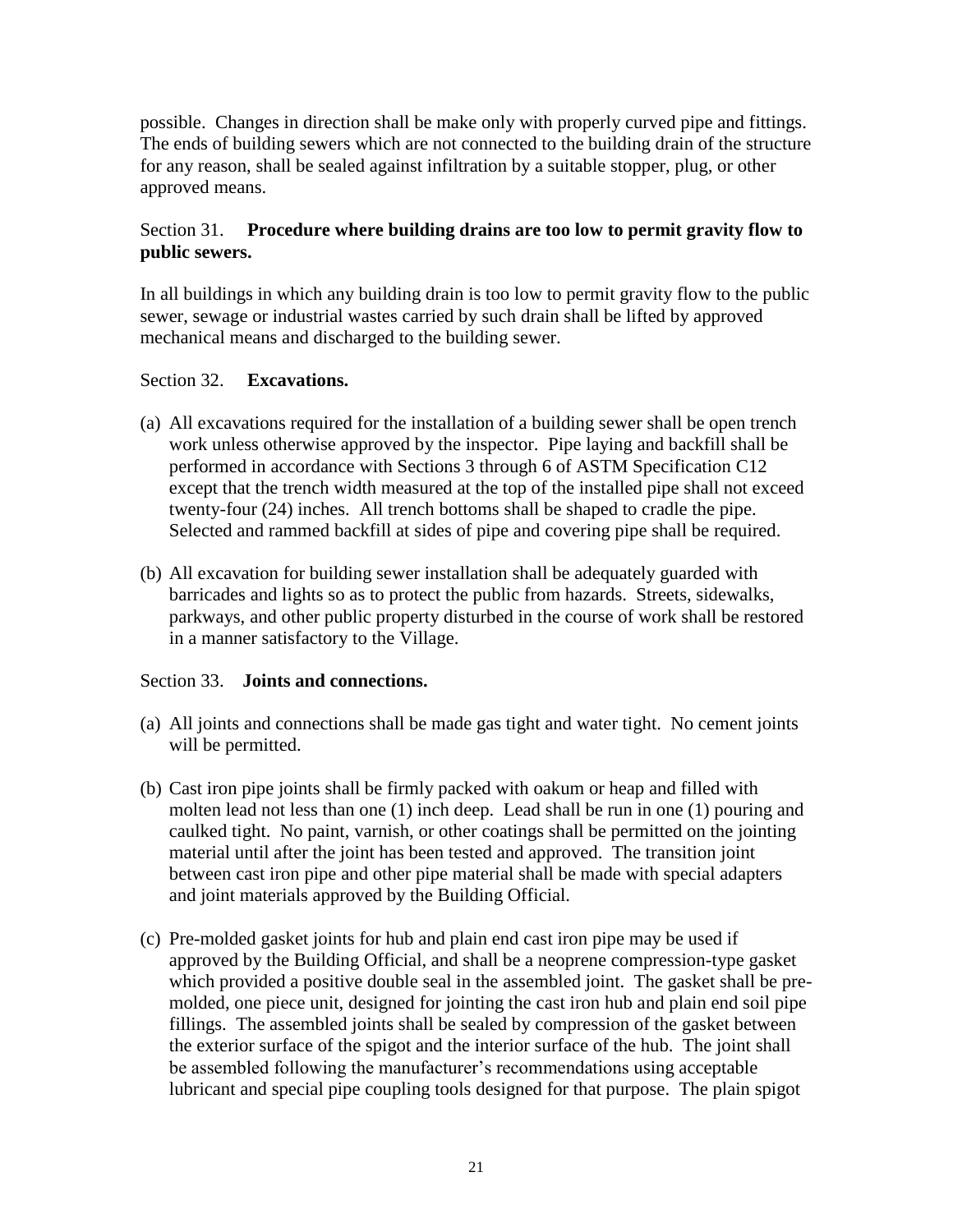possible. Changes in direction shall be make only with properly curved pipe and fittings. The ends of building sewers which are not connected to the building drain of the structure for any reason, shall be sealed against infiltration by a suitable stopper, plug, or other approved means.

Section 31. **Procedure where building drains are too low to permit gravity flow to public sewers.**

In all buildings in which any building drain is too low to permit gravity flow to the public sewer, sewage or industrial wastes carried by such drain shall be lifted by approved mechanical means and discharged to the building sewer.

Section 32. **Excavations.**

(a) All excavations required for the installation of a building sewer shall be open trench work unless otherwise approved by the inspector. Pipe laying and backfill shall be performed in accordance with Sections 3 through 6 of ASTM Specification C12 except that the trench width measured at the top of the installed pipe shall not exceed twenty-four (24) inches. All trench bottoms shall be shaped to cradle the pipe. Selected and rammed backfill at sides of pipe and covering pipe shall be required.

(b) All excavation for building sewer installation shall be adequately guarded with barricades and lights so as to protect the public from hazards. Streets, sidewalks, parkways, and other public property disturbed in the course of work shall be restored in a manner satisfactory to the Village.

Section 33. **Joints and connections.**

(a) All joints and connections shall be made gas tight and water tight. No cement joints will be permitted.

(b) Cast iron pipe joints shall be firmly packed with oakum or heap and filled with molten lead not less than one (1) inch deep. Lead shall be run in one (1) pouring and caulked tight. No paint, varnish, or other coatings shall be permitted on the jointing material until after the joint has been tested and approved. The transition joint between cast iron pipe and other pipe material shall be made with special adapters and joint materials approved by the Building Official.

(c) Pre-molded gasket joints for hub and plain end cast iron pipe may be used if approved by the Building Official, and shall be a neoprene compression-type gasket which provided a positive double seal in the assembled joint. The gasket shall be pre-molded, one piece unit, designed for jointing the cast iron hub and plain end soil pipe fillings. The assembled joints shall be sealed by compression of the gasket between the exterior surface of the spigot and the interior surface of the hub. The joint shall be assembled following the manufacturer's recommendations using acceptable lubricant and special pipe coupling tools designed for that purpose. The plain spigot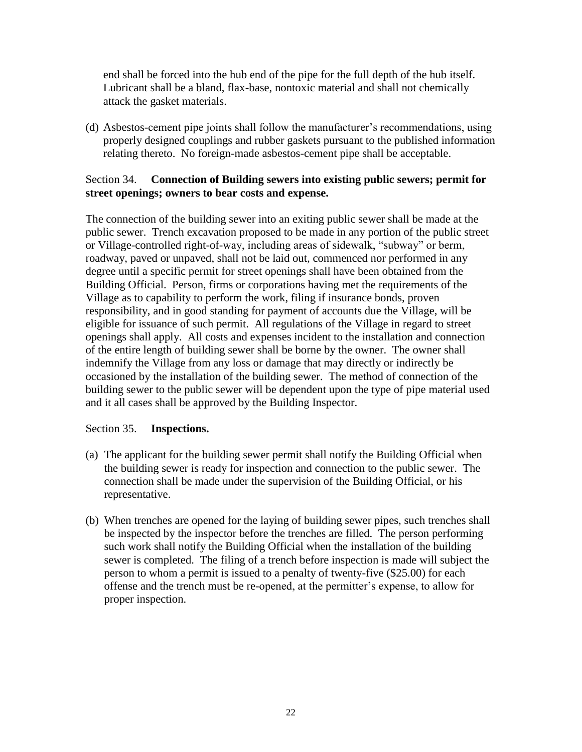end shall be forced into the hub end of the pipe for the full depth of the hub itself. Lubricant shall be a bland, flax-base, nontoxic material and shall not chemically attack the gasket materials.

(d) Asbestos-cement pipe joints shall follow the manufacturer's recommendations, using properly designed couplings and rubber gaskets pursuant to the published information relating thereto. No foreign-made asbestos-cement pipe shall be acceptable.

Section 34. **Connection of Building sewers into existing public sewers; permit for street openings; owners to bear costs and expense.**

The connection of the building sewer into an exiting public sewer shall be made at the public sewer. Trench excavation proposed to be made in any portion of the public street or Village-controlled right-of-way, including areas of sidewalk, "subway" or berm, roadway, paved or unpaved, shall not be laid out, commenced nor performed in any degree until a specific permit for street openings shall have been obtained from the Building Official. Person, firms or corporations having met the requirements of the Village as to capability to perform the work, filing if insurance bonds, proven responsibility, and in good standing for payment of accounts due the Village, will be eligible for issuance of such permit. All regulations of the Village in regard to street openings shall apply. All costs and expenses incident to the installation and connection of the entire length of building sewer shall be borne by the owner. The owner shall indemnify the Village from any loss or damage that may directly or indirectly be occasioned by the installation of the building sewer. The method of connection of the building sewer to the public sewer will be dependent upon the type of pipe material used and it all cases shall be approved by the Building Inspector.

Section 35. **Inspections.**

(a) The applicant for the building sewer permit shall notify the Building Official when the building sewer is ready for inspection and connection to the public sewer. The connection shall be made under the supervision of the Building Official, or his representative.

(b) When trenches are opened for the laying of building sewer pipes, such trenches shall be inspected by the inspector before the trenches are filled. The person performing such work shall notify the Building Official when the installation of the building sewer is completed. The filing of a trench before inspection is made will subject the person to whom a permit is issued to a penalty of twenty-five ($25.00) for each offense and the trench must be re-opened, at the permitter's expense, to allow for proper inspection.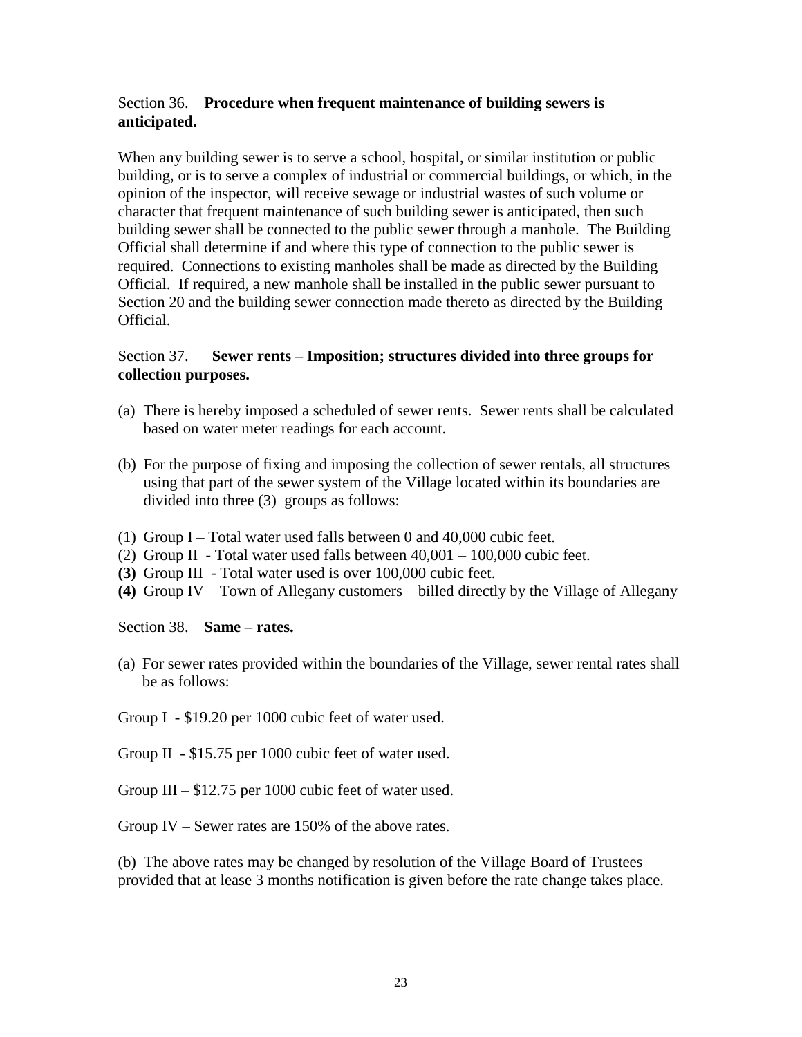Section 36. **Procedure when frequent maintenance of building sewers is anticipated.**

When any building sewer is to serve a school, hospital, or similar institution or public building, or is to serve a complex of industrial or commercial buildings, or which, in the opinion of the inspector, will receive sewage or industrial wastes of such volume or character that frequent maintenance of such building sewer is anticipated, then such building sewer shall be connected to the public sewer through a manhole. The Building Official shall determine if and where this type of connection to the public sewer is required. Connections to existing manholes shall be made as directed by the Building Official. If required, a new manhole shall be installed in the public sewer pursuant to Section 20 and the building sewer connection made thereto as directed by the Building Official.

Section 37. **Sewer rents – Imposition; structures divided into three groups for collection purposes.**

(a) There is hereby imposed a scheduled of sewer rents. Sewer rents shall be calculated based on water meter readings for each account.

(b) For the purpose of fixing and imposing the collection of sewer rentals, all structures using that part of the sewer system of the Village located within its boundaries are divided into three (3) groups as follows:

(1) Group I – Total water used falls between 0 and 40,000 cubic feet.
(2) Group II - Total water used falls between 40,001 – 100,000 cubic feet.
**(3)** Group III - Total water used is over 100,000 cubic feet.
**(4)** Group IV – Town of Allegany customers – billed directly by the Village of Allegany

Section 38. **Same – rates.**

(a) For sewer rates provided within the boundaries of the Village, sewer rental rates shall be as follows:

Group I - $19.20 per 1000 cubic feet of water used.

Group II - $15.75 per 1000 cubic feet of water used.

Group III – $12.75 per 1000 cubic feet of water used.

Group IV – Sewer rates are 150% of the above rates.

(b) The above rates may be changed by resolution of the Village Board of Trustees provided that at lease 3 months notification is given before the rate change takes place.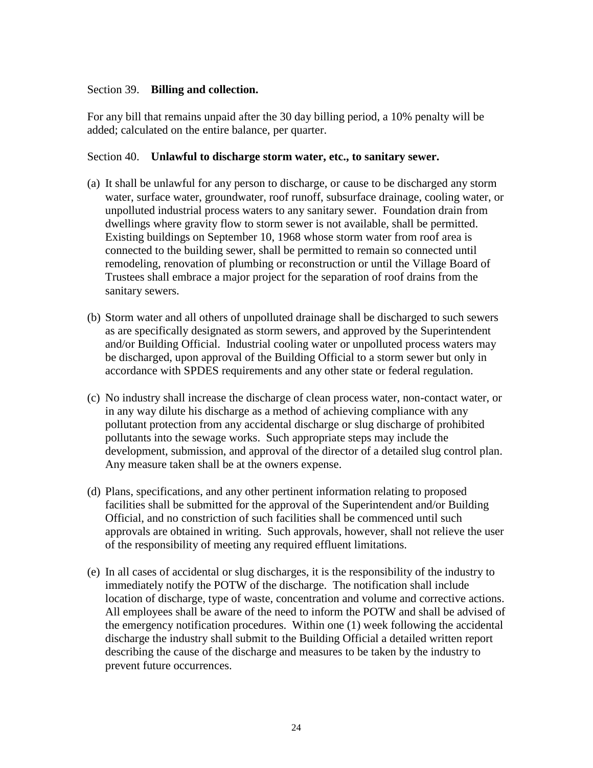Section 39. **Billing and collection.**

For any bill that remains unpaid after the 30 day billing period, a 10% penalty will be added; calculated on the entire balance, per quarter.

Section 40. **Unlawful to discharge storm water, etc., to sanitary sewer.**

(a) It shall be unlawful for any person to discharge, or cause to be discharged any storm water, surface water, groundwater, roof runoff, subsurface drainage, cooling water, or unpolluted industrial process waters to any sanitary sewer. Foundation drain from dwellings where gravity flow to storm sewer is not available, shall be permitted. Existing buildings on September 10, 1968 whose storm water from roof area is connected to the building sewer, shall be permitted to remain so connected until remodeling, renovation of plumbing or reconstruction or until the Village Board of Trustees shall embrace a major project for the separation of roof drains from the sanitary sewers.

(b) Storm water and all others of unpolluted drainage shall be discharged to such sewers as are specifically designated as storm sewers, and approved by the Superintendent and/or Building Official. Industrial cooling water or unpolluted process waters may be discharged, upon approval of the Building Official to a storm sewer but only in accordance with SPDES requirements and any other state or federal regulation.

(c) No industry shall increase the discharge of clean process water, non-contact water, or in any way dilute his discharge as a method of achieving compliance with any pollutant protection from any accidental discharge or slug discharge of prohibited pollutants into the sewage works. Such appropriate steps may include the development, submission, and approval of the director of a detailed slug control plan. Any measure taken shall be at the owners expense.

(d) Plans, specifications, and any other pertinent information relating to proposed facilities shall be submitted for the approval of the Superintendent and/or Building Official, and no constriction of such facilities shall be commenced until such approvals are obtained in writing. Such approvals, however, shall not relieve the user of the responsibility of meeting any required effluent limitations.

(e) In all cases of accidental or slug discharges, it is the responsibility of the industry to immediately notify the POTW of the discharge. The notification shall include location of discharge, type of waste, concentration and volume and corrective actions. All employees shall be aware of the need to inform the POTW and shall be advised of the emergency notification procedures. Within one (1) week following the accidental discharge the industry shall submit to the Building Official a detailed written report describing the cause of the discharge and measures to be taken by the industry to prevent future occurrences.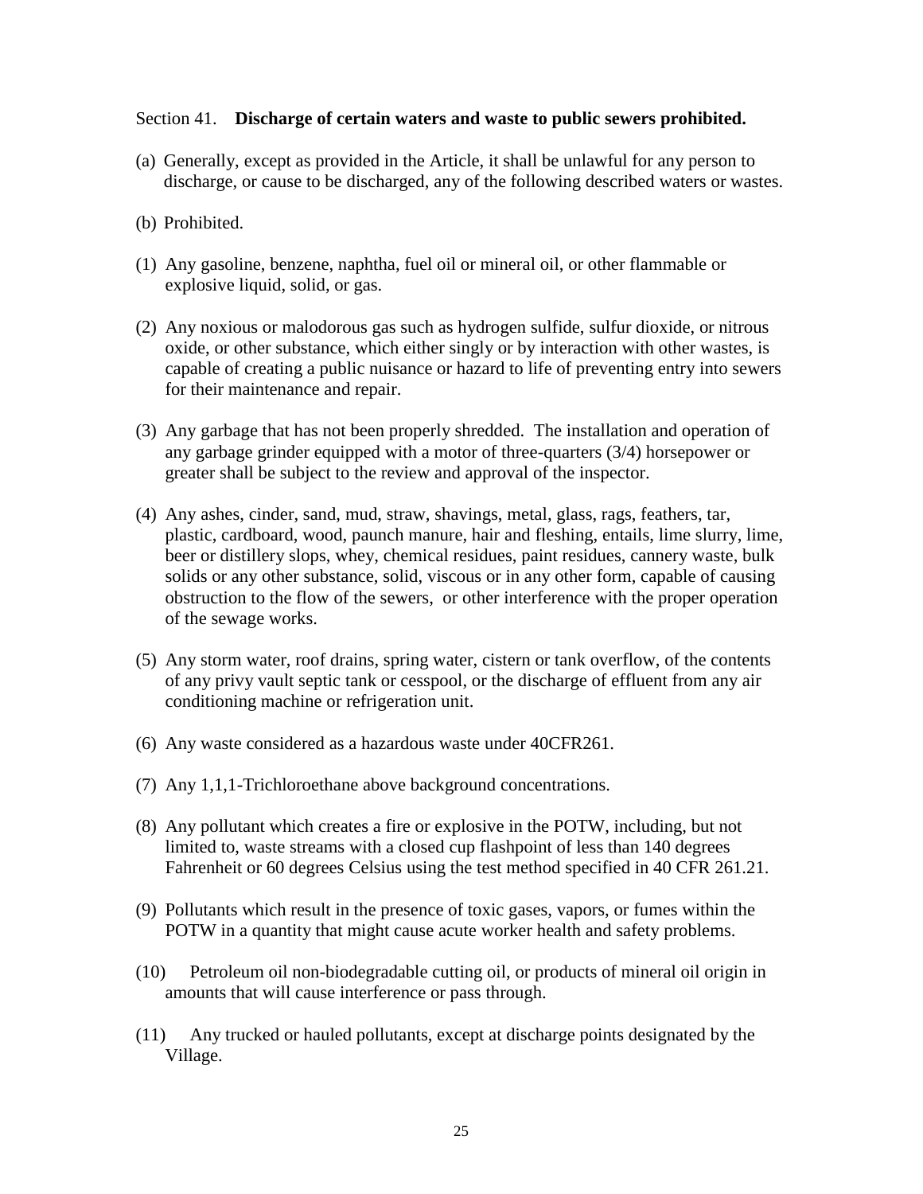Section 41. **Discharge of certain waters and waste to public sewers prohibited.**

(a) Generally, except as provided in the Article, it shall be unlawful for any person to discharge, or cause to be discharged, any of the following described waters or wastes.

(b) Prohibited.

(1) Any gasoline, benzene, naphtha, fuel oil or mineral oil, or other flammable or explosive liquid, solid, or gas.

(2) Any noxious or malodorous gas such as hydrogen sulfide, sulfur dioxide, or nitrous oxide, or other substance, which either singly or by interaction with other wastes, is capable of creating a public nuisance or hazard to life of preventing entry into sewers for their maintenance and repair.

(3) Any garbage that has not been properly shredded. The installation and operation of any garbage grinder equipped with a motor of three-quarters (3/4) horsepower or greater shall be subject to the review and approval of the inspector.

(4) Any ashes, cinder, sand, mud, straw, shavings, metal, glass, rags, feathers, tar, plastic, cardboard, wood, paunch manure, hair and fleshing, entails, lime slurry, lime, beer or distillery slops, whey, chemical residues, paint residues, cannery waste, bulk solids or any other substance, solid, viscous or in any other form, capable of causing obstruction to the flow of the sewers, or other interference with the proper operation of the sewage works.

(5) Any storm water, roof drains, spring water, cistern or tank overflow, of the contents of any privy vault septic tank or cesspool, or the discharge of effluent from any air conditioning machine or refrigeration unit.

(6) Any waste considered as a hazardous waste under 40CFR261.

(7) Any 1,1,1-Trichloroethane above background concentrations.

(8) Any pollutant which creates a fire or explosive in the POTW, including, but not limited to, waste streams with a closed cup flashpoint of less than 140 degrees Fahrenheit or 60 degrees Celsius using the test method specified in 40 CFR 261.21.

(9) Pollutants which result in the presence of toxic gases, vapors, or fumes within the POTW in a quantity that might cause acute worker health and safety problems.

(10) Petroleum oil non-biodegradable cutting oil, or products of mineral oil origin in amounts that will cause interference or pass through.

(11) Any trucked or hauled pollutants, except at discharge points designated by the Village.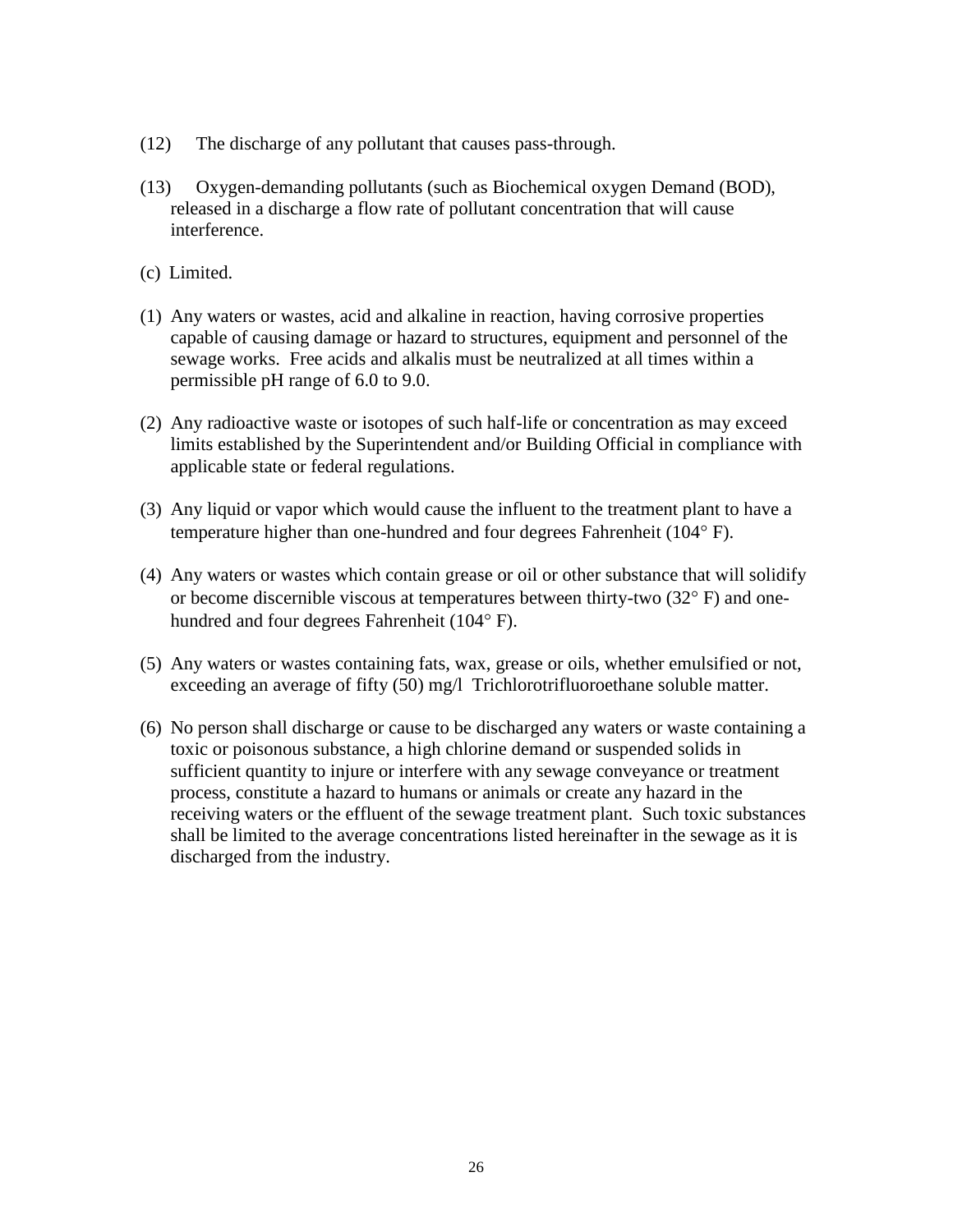(12) The discharge of any pollutant that causes pass-through.

(13) Oxygen-demanding pollutants (such as Biochemical oxygen Demand (BOD), released in a discharge a flow rate of pollutant concentration that will cause interference.

(c) Limited.

(1) Any waters or wastes, acid and alkaline in reaction, having corrosive properties capable of causing damage or hazard to structures, equipment and personnel of the sewage works. Free acids and alkalis must be neutralized at all times within a permissible pH range of 6.0 to 9.0.

(2) Any radioactive waste or isotopes of such half-life or concentration as may exceed limits established by the Superintendent and/or Building Official in compliance with applicable state or federal regulations.

(3) Any liquid or vapor which would cause the influent to the treatment plant to have a temperature higher than one-hundred and four degrees Fahrenheit (104° F).

(4) Any waters or wastes which contain grease or oil or other substance that will solidify or become discernible viscous at temperatures between thirty-two (32° F) and one-hundred and four degrees Fahrenheit (104° F).

(5) Any waters or wastes containing fats, wax, grease or oils, whether emulsified or not, exceeding an average of fifty (50) mg/l Trichlorotrifluoroethane soluble matter.

(6) No person shall discharge or cause to be discharged any waters or waste containing a toxic or poisonous substance, a high chlorine demand or suspended solids in sufficient quantity to injure or interfere with any sewage conveyance or treatment process, constitute a hazard to humans or animals or create any hazard in the receiving waters or the effluent of the sewage treatment plant. Such toxic substances shall be limited to the average concentrations listed hereinafter in the sewage as it is discharged from the industry.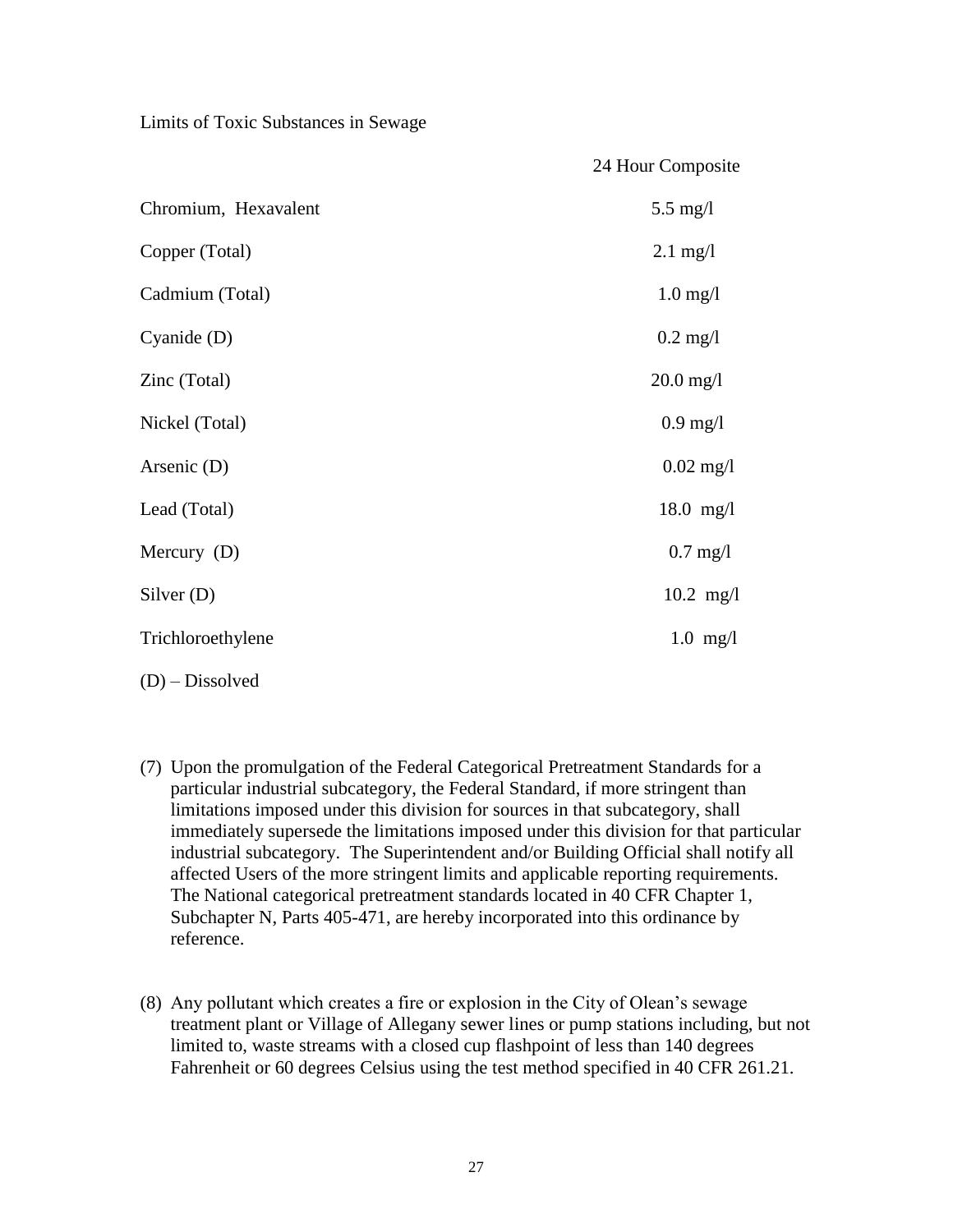Limits of Toxic Substances in Sewage

| | 24 Hour Composite |
|---|---|
| Chromium, Hexavalent | 5.5 mg/l |
| Copper (Total) | 2.1 mg/l |
| Cadmium (Total) | 1.0 mg/l |
| Cyanide (D) | 0.2 mg/l |
| Zinc (Total) | 20.0 mg/l |
| Nickel (Total) | 0.9 mg/l |
| Arsenic (D) | 0.02 mg/l |
| Lead (Total) | 18.0 mg/l |
| Mercury (D) | 0.7 mg/l |
| Silver (D) | 10.2 mg/l |
| Trichloroethylene | 1.0 mg/l |

(D) – Dissolved

(7) Upon the promulgation of the Federal Categorical Pretreatment Standards for a particular industrial subcategory, the Federal Standard, if more stringent than limitations imposed under this division for sources in that subcategory, shall immediately supersede the limitations imposed under this division for that particular industrial subcategory. The Superintendent and/or Building Official shall notify all affected Users of the more stringent limits and applicable reporting requirements. The National categorical pretreatment standards located in 40 CFR Chapter 1, Subchapter N, Parts 405-471, are hereby incorporated into this ordinance by reference.

(8) Any pollutant which creates a fire or explosion in the City of Olean's sewage treatment plant or Village of Allegany sewer lines or pump stations including, but not limited to, waste streams with a closed cup flashpoint of less than 140 degrees Fahrenheit or 60 degrees Celsius using the test method specified in 40 CFR 261.21.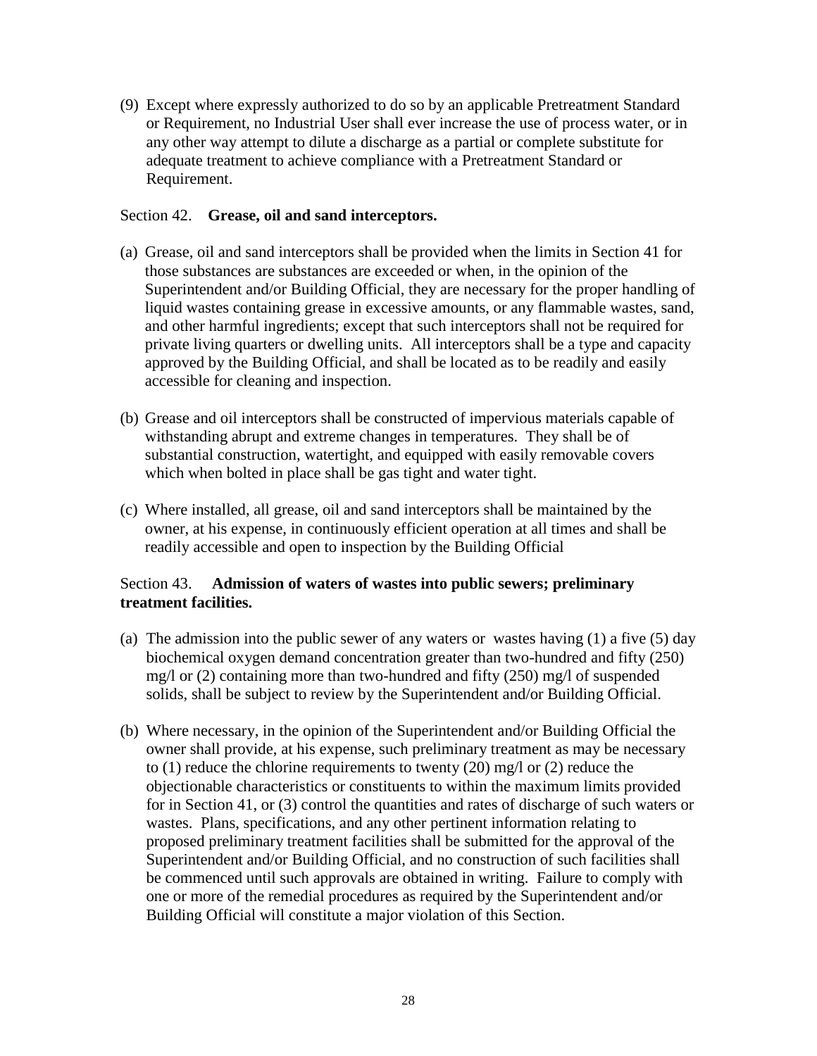(9) Except where expressly authorized to do so by an applicable Pretreatment Standard or Requirement, no Industrial User shall ever increase the use of process water, or in any other way attempt to dilute a discharge as a partial or complete substitute for adequate treatment to achieve compliance with a Pretreatment Standard or Requirement.

Section 42. **Grease, oil and sand interceptors.**

(a) Grease, oil and sand interceptors shall be provided when the limits in Section 41 for those substances are substances are exceeded or when, in the opinion of the Superintendent and/or Building Official, they are necessary for the proper handling of liquid wastes containing grease in excessive amounts, or any flammable wastes, sand, and other harmful ingredients; except that such interceptors shall not be required for private living quarters or dwelling units. All interceptors shall be a type and capacity approved by the Building Official, and shall be located as to be readily and easily accessible for cleaning and inspection.

(b) Grease and oil interceptors shall be constructed of impervious materials capable of withstanding abrupt and extreme changes in temperatures. They shall be of substantial construction, watertight, and equipped with easily removable covers which when bolted in place shall be gas tight and water tight.

(c) Where installed, all grease, oil and sand interceptors shall be maintained by the owner, at his expense, in continuously efficient operation at all times and shall be readily accessible and open to inspection by the Building Official

Section 43. **Admission of waters of wastes into public sewers; preliminary treatment facilities.**

(a) The admission into the public sewer of any waters or wastes having (1) a five (5) day biochemical oxygen demand concentration greater than two-hundred and fifty (250) mg/l or (2) containing more than two-hundred and fifty (250) mg/l of suspended solids, shall be subject to review by the Superintendent and/or Building Official.

(b) Where necessary, in the opinion of the Superintendent and/or Building Official the owner shall provide, at his expense, such preliminary treatment as may be necessary to (1) reduce the chlorine requirements to twenty (20) mg/l or (2) reduce the objectionable characteristics or constituents to within the maximum limits provided for in Section 41, or (3) control the quantities and rates of discharge of such waters or wastes. Plans, specifications, and any other pertinent information relating to proposed preliminary treatment facilities shall be submitted for the approval of the Superintendent and/or Building Official, and no construction of such facilities shall be commenced until such approvals are obtained in writing. Failure to comply with one or more of the remedial procedures as required by the Superintendent and/or Building Official will constitute a major violation of this Section.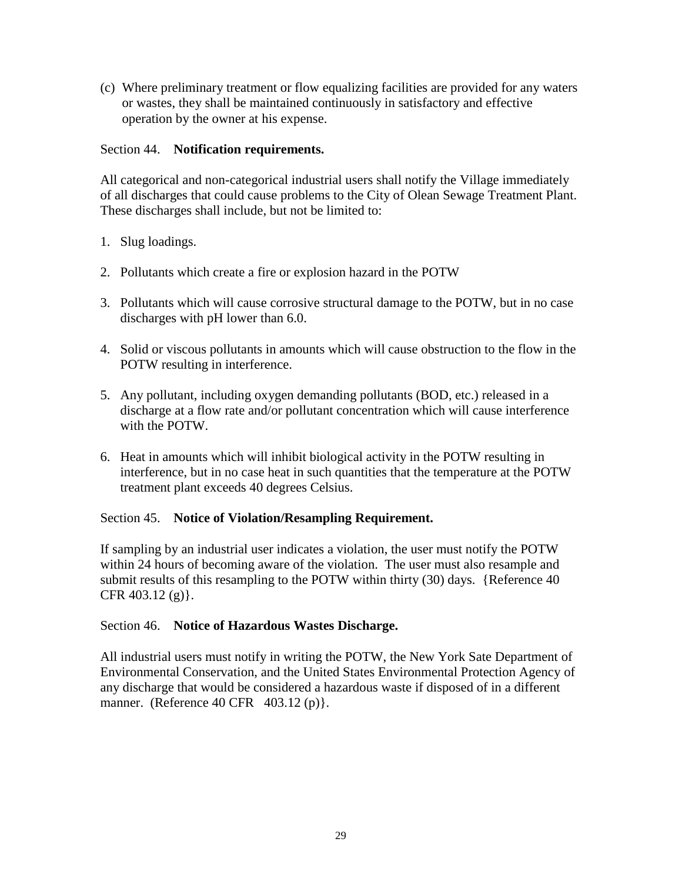(c) Where preliminary treatment or flow equalizing facilities are provided for any waters or wastes, they shall be maintained continuously in satisfactory and effective operation by the owner at his expense.

Section 44. **Notification requirements.**

All categorical and non-categorical industrial users shall notify the Village immediately of all discharges that could cause problems to the City of Olean Sewage Treatment Plant. These discharges shall include, but not be limited to:

1. Slug loadings.

2. Pollutants which create a fire or explosion hazard in the POTW

3. Pollutants which will cause corrosive structural damage to the POTW, but in no case discharges with pH lower than 6.0.

4. Solid or viscous pollutants in amounts which will cause obstruction to the flow in the POTW resulting in interference.

5. Any pollutant, including oxygen demanding pollutants (BOD, etc.) released in a discharge at a flow rate and/or pollutant concentration which will cause interference with the POTW.

6. Heat in amounts which will inhibit biological activity in the POTW resulting in interference, but in no case heat in such quantities that the temperature at the POTW treatment plant exceeds 40 degrees Celsius.

Section 45. **Notice of Violation/Resampling Requirement.**

If sampling by an industrial user indicates a violation, the user must notify the POTW within 24 hours of becoming aware of the violation. The user must also resample and submit results of this resampling to the POTW within thirty (30) days. {Reference 40 CFR 403.12 (g)}.

Section 46. **Notice of Hazardous Wastes Discharge.**

All industrial users must notify in writing the POTW, the New York Sate Department of Environmental Conservation, and the United States Environmental Protection Agency of any discharge that would be considered a hazardous waste if disposed of in a different manner. (Reference 40 CFR 403.12 (p)}.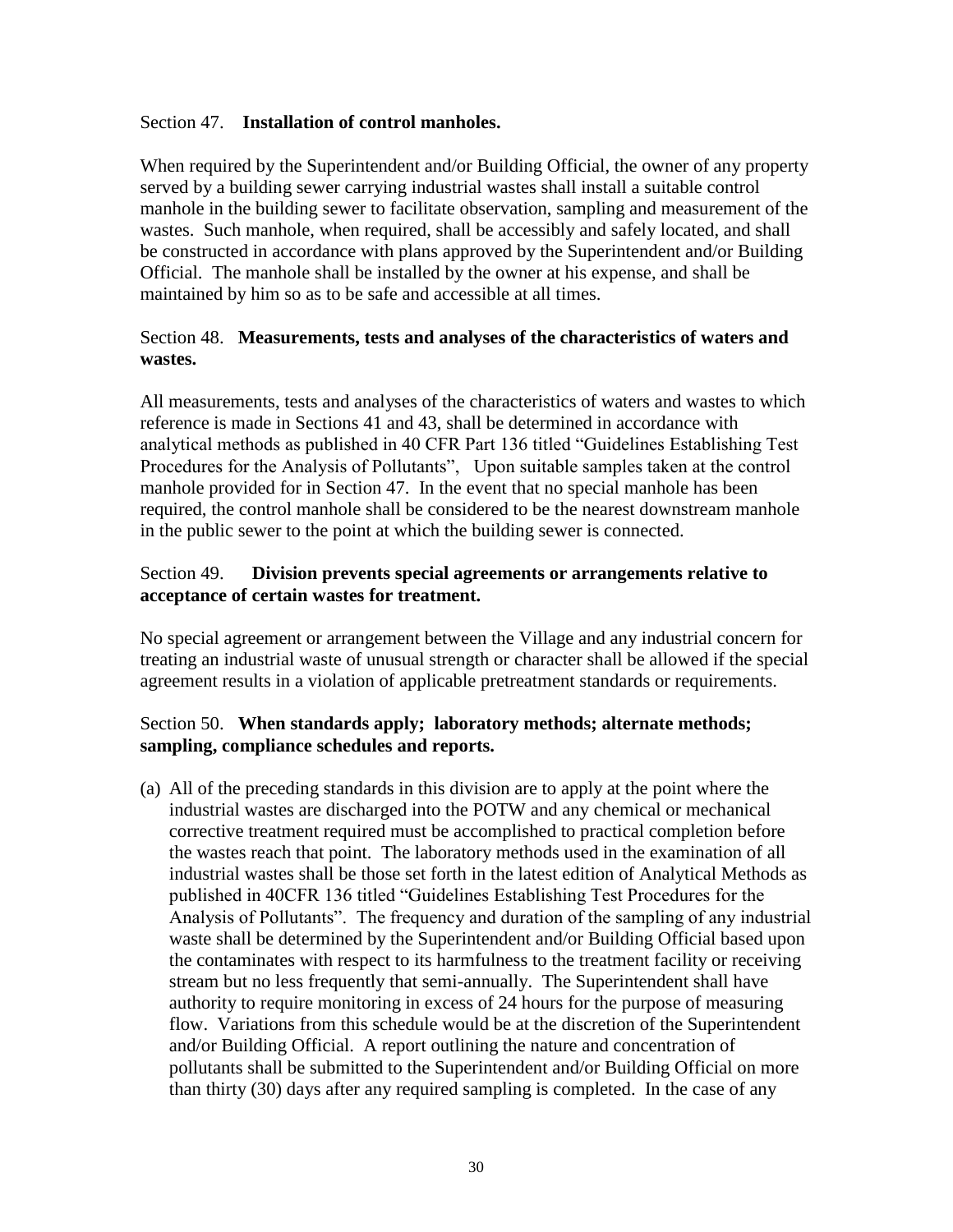Section 47. **Installation of control manholes.**

When required by the Superintendent and/or Building Official, the owner of any property served by a building sewer carrying industrial wastes shall install a suitable control manhole in the building sewer to facilitate observation, sampling and measurement of the wastes. Such manhole, when required, shall be accessibly and safely located, and shall be constructed in accordance with plans approved by the Superintendent and/or Building Official. The manhole shall be installed by the owner at his expense, and shall be maintained by him so as to be safe and accessible at all times.

Section 48. **Measurements, tests and analyses of the characteristics of waters and wastes.**

All measurements, tests and analyses of the characteristics of waters and wastes to which reference is made in Sections 41 and 43, shall be determined in accordance with analytical methods as published in 40 CFR Part 136 titled "Guidelines Establishing Test Procedures for the Analysis of Pollutants", Upon suitable samples taken at the control manhole provided for in Section 47. In the event that no special manhole has been required, the control manhole shall be considered to be the nearest downstream manhole in the public sewer to the point at which the building sewer is connected.

Section 49. **Division prevents special agreements or arrangements relative to acceptance of certain wastes for treatment.**

No special agreement or arrangement between the Village and any industrial concern for treating an industrial waste of unusual strength or character shall be allowed if the special agreement results in a violation of applicable pretreatment standards or requirements.

Section 50. **When standards apply; laboratory methods; alternate methods; sampling, compliance schedules and reports.**

(a) All of the preceding standards in this division are to apply at the point where the industrial wastes are discharged into the POTW and any chemical or mechanical corrective treatment required must be accomplished to practical completion before the wastes reach that point. The laboratory methods used in the examination of all industrial wastes shall be those set forth in the latest edition of Analytical Methods as published in 40CFR 136 titled "Guidelines Establishing Test Procedures for the Analysis of Pollutants". The frequency and duration of the sampling of any industrial waste shall be determined by the Superintendent and/or Building Official based upon the contaminates with respect to its harmfulness to the treatment facility or receiving stream but no less frequently that semi-annually. The Superintendent shall have authority to require monitoring in excess of 24 hours for the purpose of measuring flow. Variations from this schedule would be at the discretion of the Superintendent and/or Building Official. A report outlining the nature and concentration of pollutants shall be submitted to the Superintendent and/or Building Official on more than thirty (30) days after any required sampling is completed. In the case of any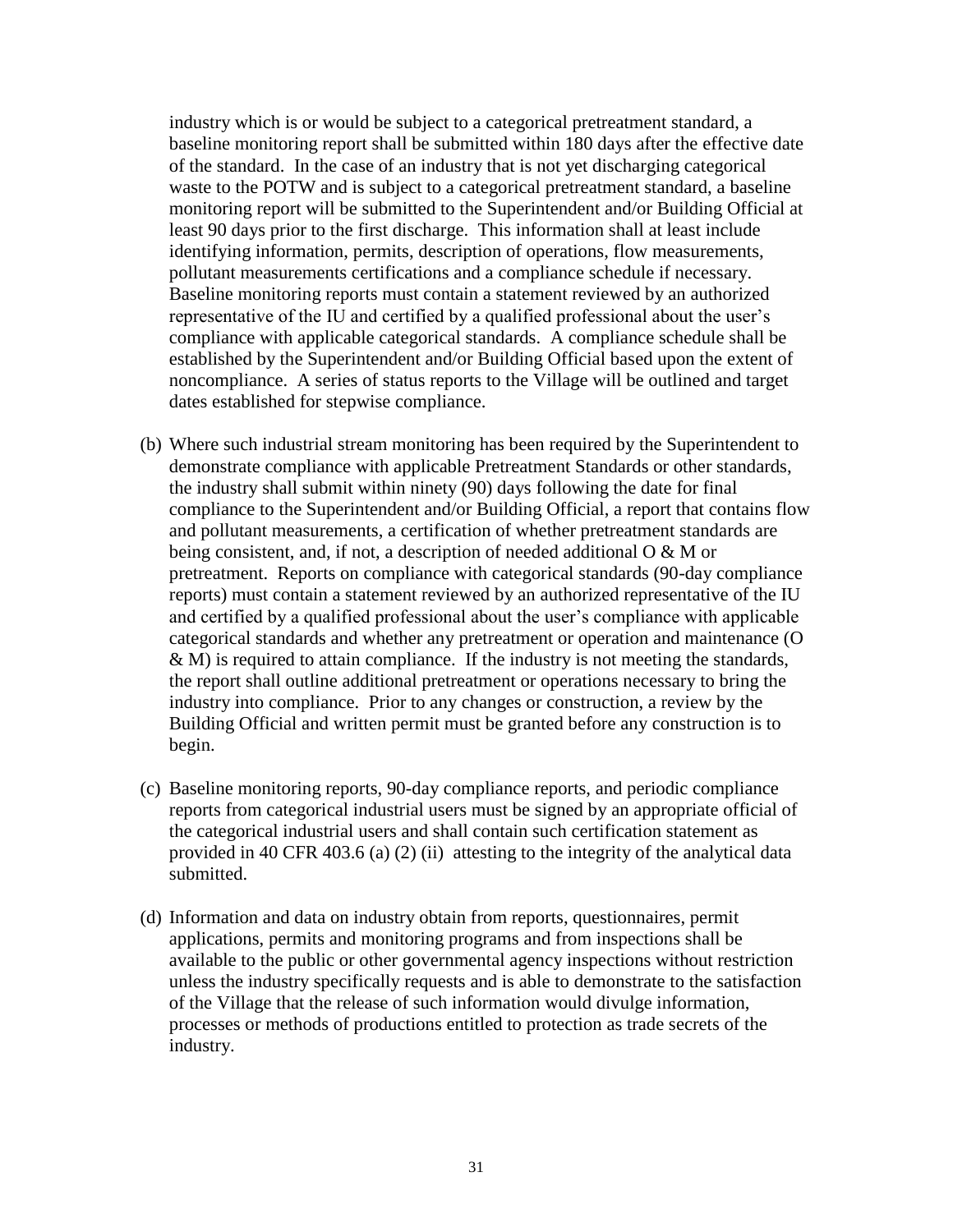industry which is or would be subject to a categorical pretreatment standard, a baseline monitoring report shall be submitted within 180 days after the effective date of the standard. In the case of an industry that is not yet discharging categorical waste to the POTW and is subject to a categorical pretreatment standard, a baseline monitoring report will be submitted to the Superintendent and/or Building Official at least 90 days prior to the first discharge. This information shall at least include identifying information, permits, description of operations, flow measurements, pollutant measurements certifications and a compliance schedule if necessary. Baseline monitoring reports must contain a statement reviewed by an authorized representative of the IU and certified by a qualified professional about the user's compliance with applicable categorical standards. A compliance schedule shall be established by the Superintendent and/or Building Official based upon the extent of noncompliance. A series of status reports to the Village will be outlined and target dates established for stepwise compliance.

(b) Where such industrial stream monitoring has been required by the Superintendent to demonstrate compliance with applicable Pretreatment Standards or other standards, the industry shall submit within ninety (90) days following the date for final compliance to the Superintendent and/or Building Official, a report that contains flow and pollutant measurements, a certification of whether pretreatment standards are being consistent, and, if not, a description of needed additional O & M or pretreatment. Reports on compliance with categorical standards (90-day compliance reports) must contain a statement reviewed by an authorized representative of the IU and certified by a qualified professional about the user's compliance with applicable categorical standards and whether any pretreatment or operation and maintenance (O & M) is required to attain compliance. If the industry is not meeting the standards, the report shall outline additional pretreatment or operations necessary to bring the industry into compliance. Prior to any changes or construction, a review by the Building Official and written permit must be granted before any construction is to begin.

(c) Baseline monitoring reports, 90-day compliance reports, and periodic compliance reports from categorical industrial users must be signed by an appropriate official of the categorical industrial users and shall contain such certification statement as provided in 40 CFR 403.6 (a) (2) (ii) attesting to the integrity of the analytical data submitted.

(d) Information and data on industry obtain from reports, questionnaires, permit applications, permits and monitoring programs and from inspections shall be available to the public or other governmental agency inspections without restriction unless the industry specifically requests and is able to demonstrate to the satisfaction of the Village that the release of such information would divulge information, processes or methods of productions entitled to protection as trade secrets of the industry.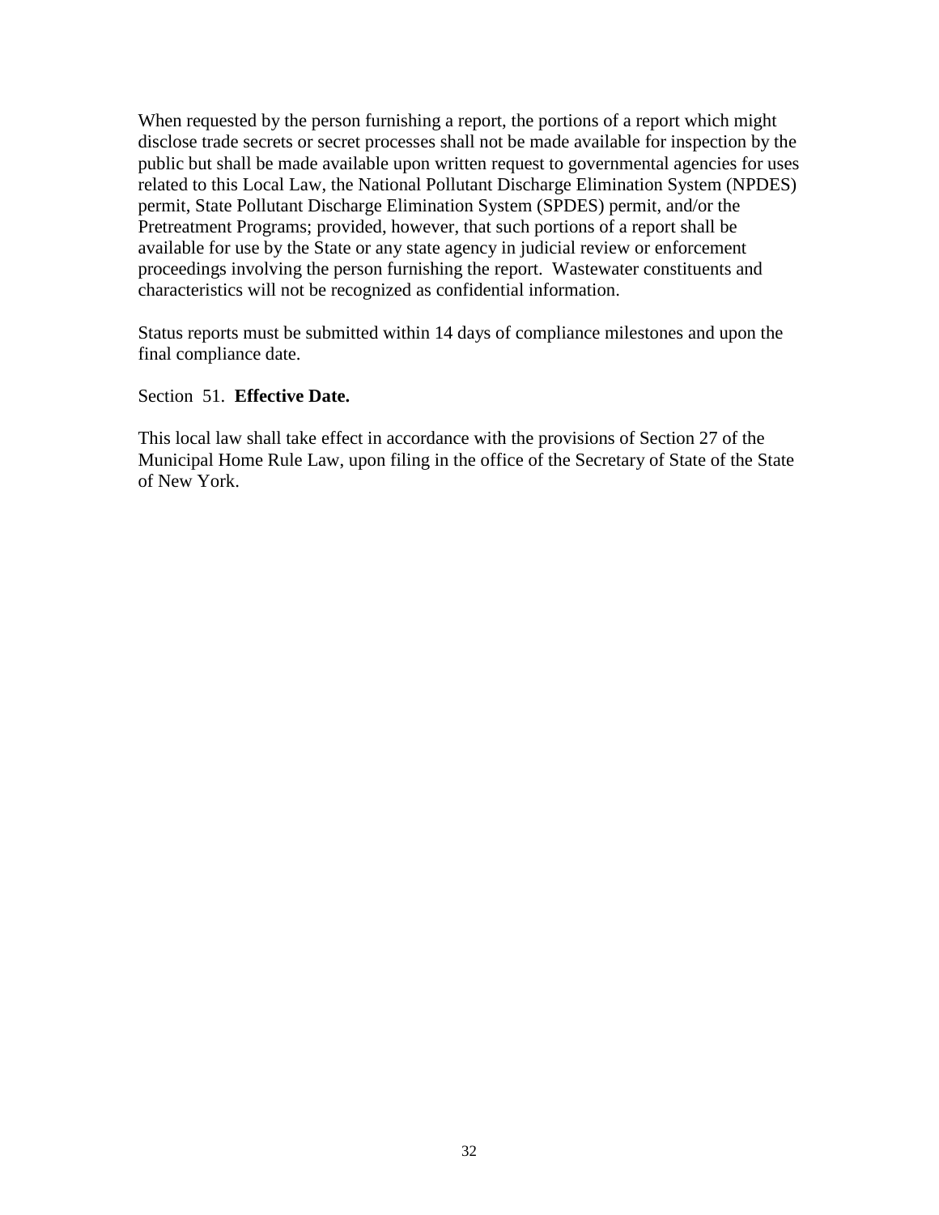When requested by the person furnishing a report, the portions of a report which might disclose trade secrets or secret processes shall not be made available for inspection by the public but shall be made available upon written request to governmental agencies for uses related to this Local Law, the National Pollutant Discharge Elimination System (NPDES) permit, State Pollutant Discharge Elimination System (SPDES) permit, and/or the Pretreatment Programs; provided, however, that such portions of a report shall be available for use by the State or any state agency in judicial review or enforcement proceedings involving the person furnishing the report. Wastewater constituents and characteristics will not be recognized as confidential information.

Status reports must be submitted within 14 days of compliance milestones and upon the final compliance date.

Section 51. **Effective Date.**

This local law shall take effect in accordance with the provisions of Section 27 of the Municipal Home Rule Law, upon filing in the office of the Secretary of State of the State of New York.